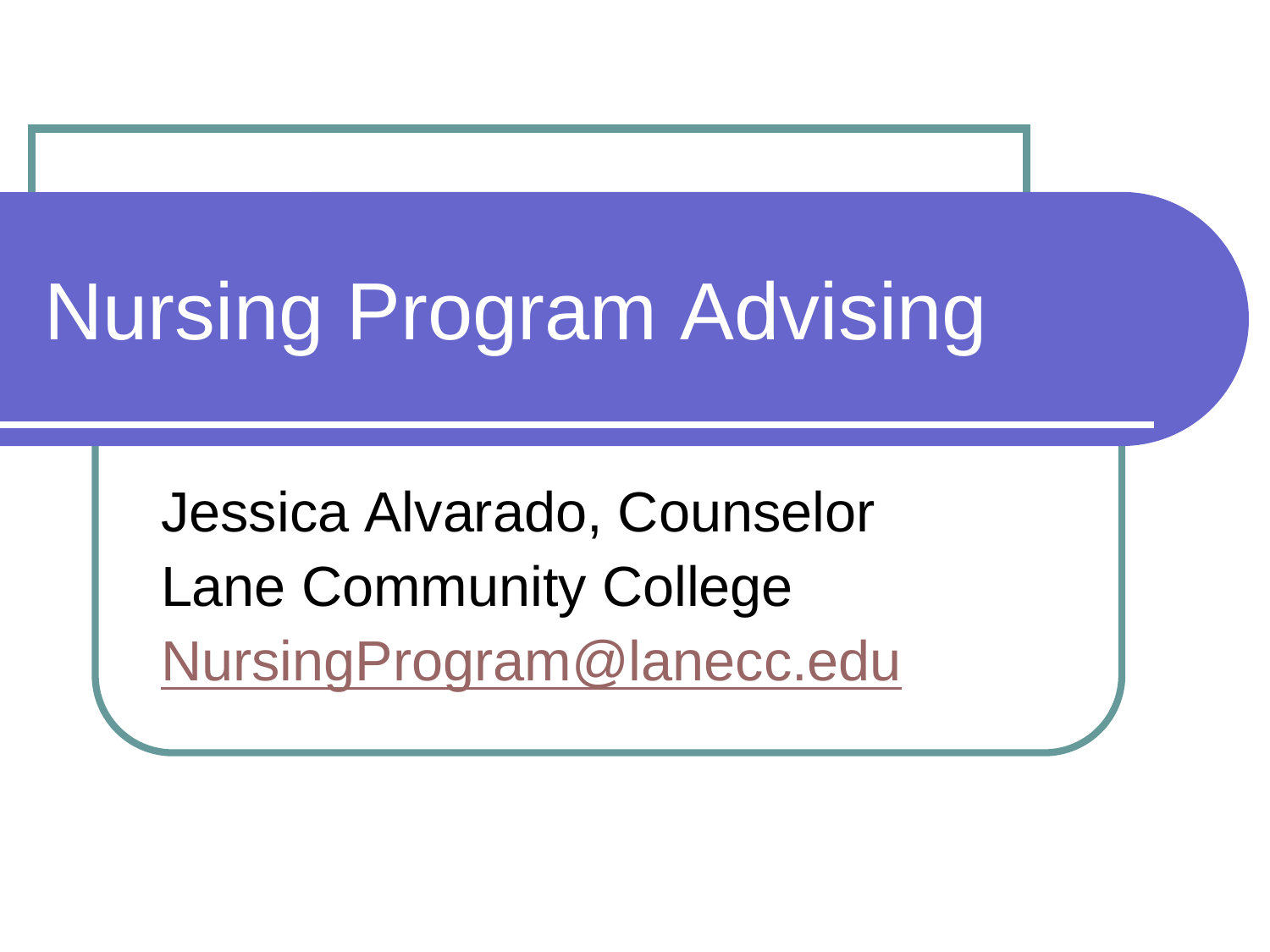# Nursing Program Advising

Jessica Alvarado, Counselor

Lane Community College

NursingProgram@lanecc.edu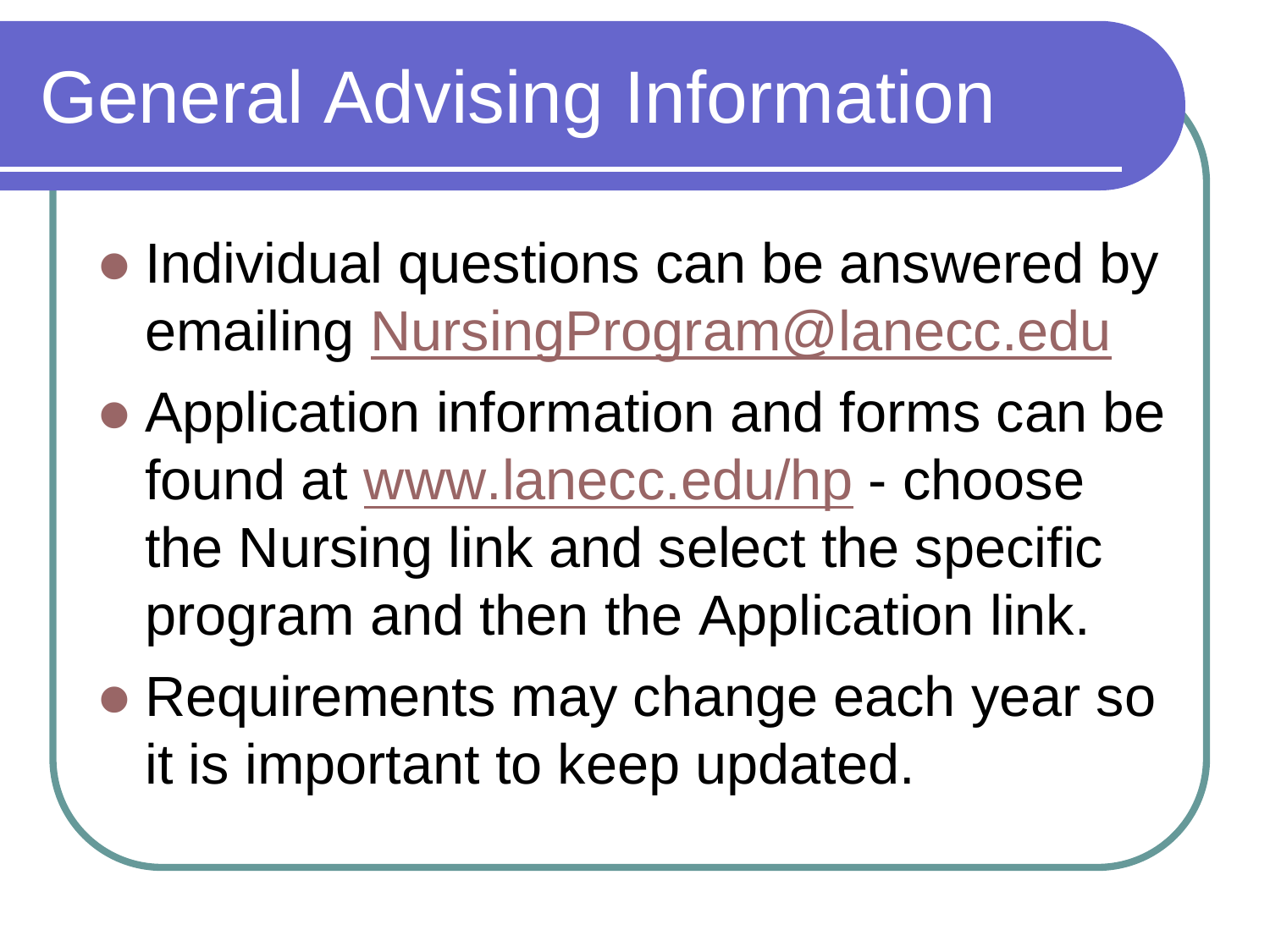# General Advising Information

- Individual questions can be answered by emailing NursingProgram@lanecc.edu
- Application information and forms can be found at www.lanecc.edu/hp - choose the Nursing link and select the specific program and then the Application link.
- Requirements may change each year so it is important to keep updated.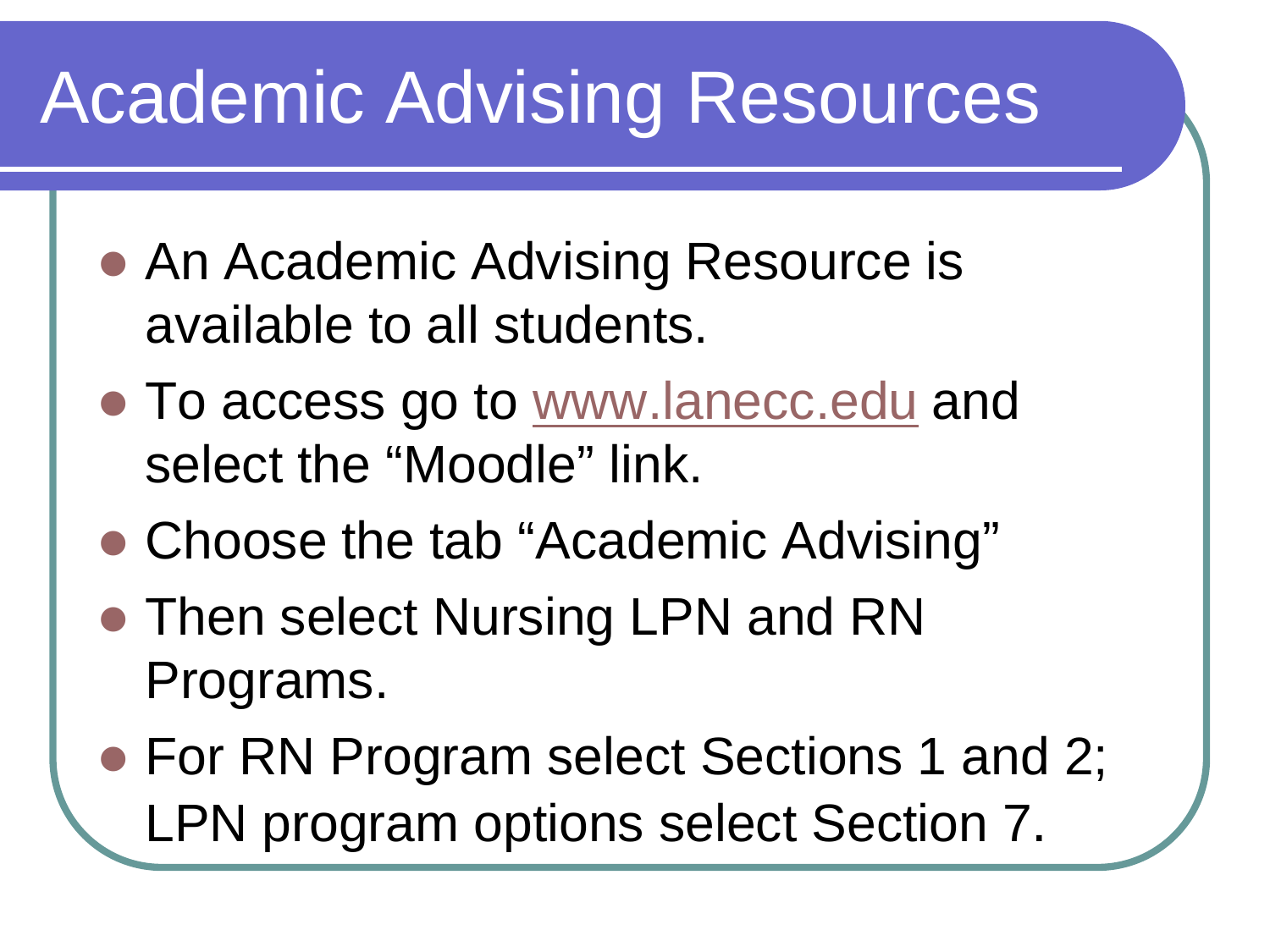# Academic Advising Resources

- An Academic Advising Resource is available to all students.
- To access go to www.lanecc.edu and select the “Moodle” link.
- Choose the tab “Academic Advising”
- Then select Nursing LPN and RN Programs.
- For RN Program select Sections 1 and 2; LPN program options select Section 7.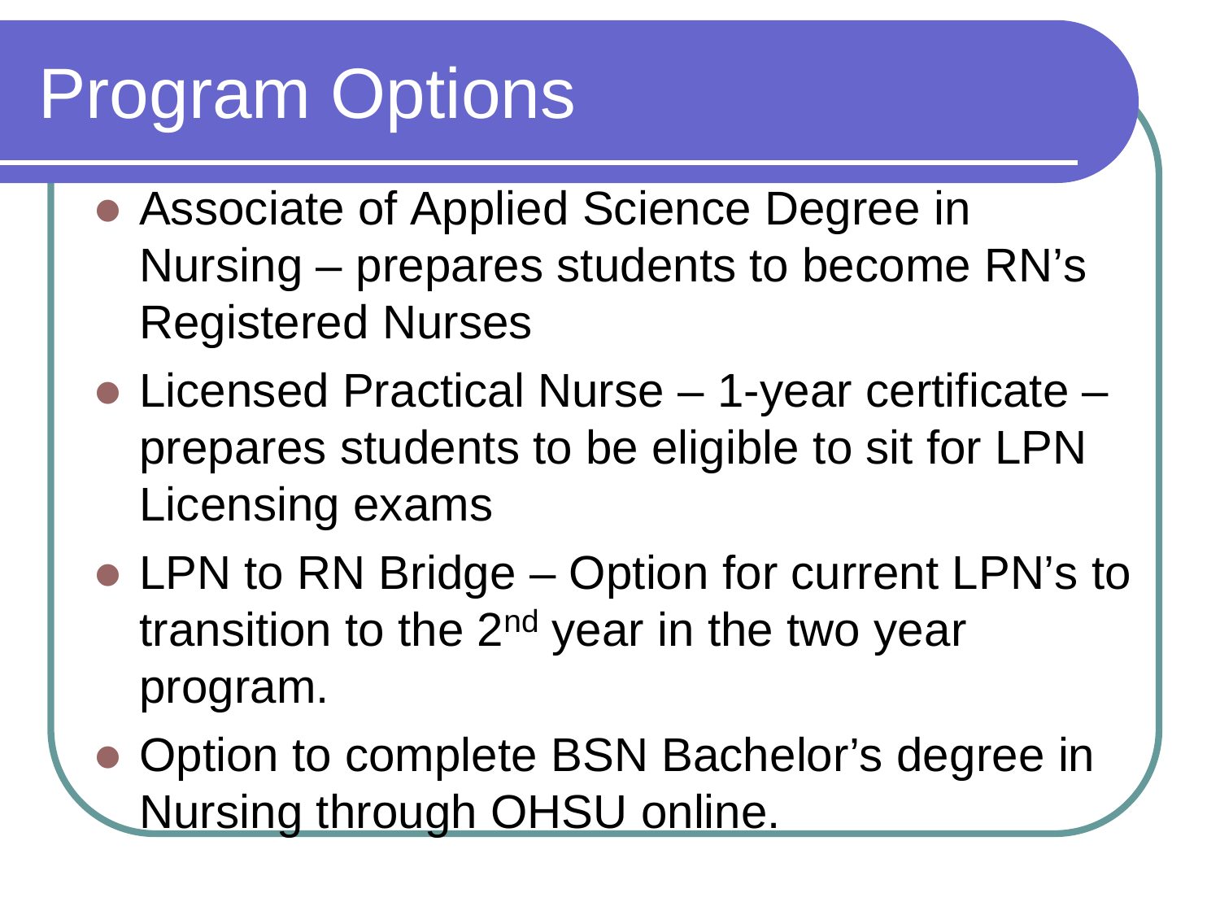# Program Options

- Associate of Applied Science Degree in Nursing – prepares students to become RN's Registered Nurses
- Licensed Practical Nurse – 1-year certificate – prepares students to be eligible to sit for LPN Licensing exams
- LPN to RN Bridge – Option for current LPN's to transition to the 2nd year in the two year program.
- Option to complete BSN Bachelor's degree in Nursing through OHSU online.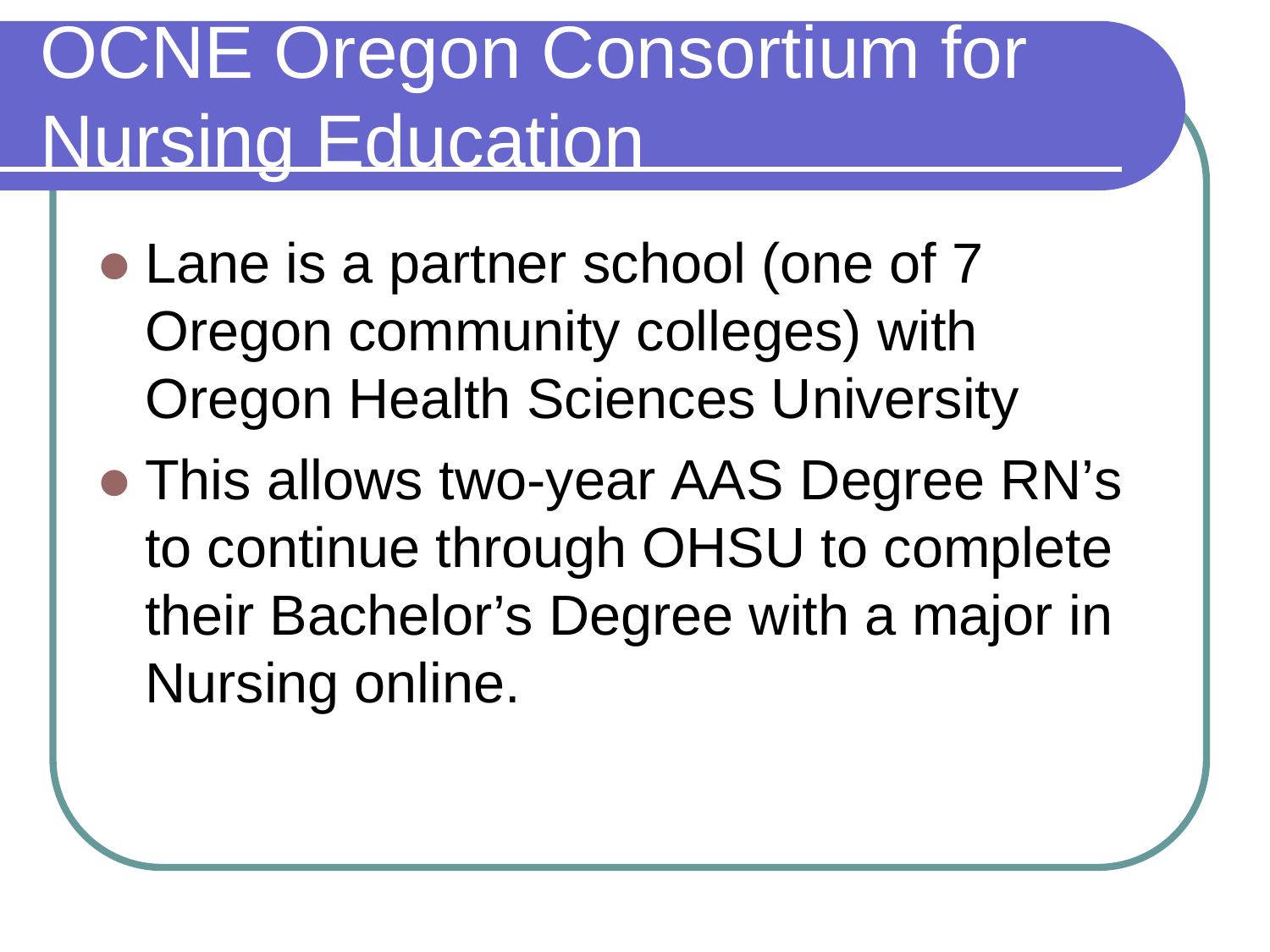# OCNE Oregon Consortium for Nursing Education

- Lane is a partner school (one of 7 Oregon community colleges) with Oregon Health Sciences University
- This allows two-year AAS Degree RN's to continue through OHSU to complete their Bachelor's Degree with a major in Nursing online.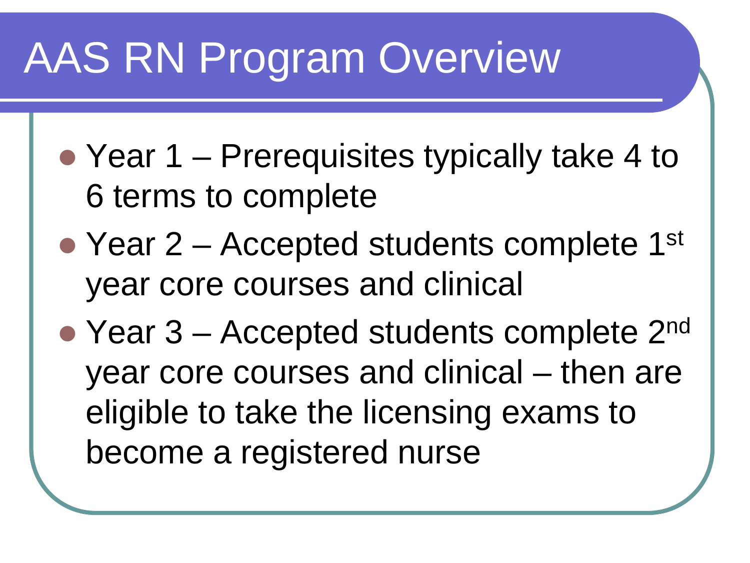# AAS RN Program Overview

- Year 1 – Prerequisites typically take 4 to 6 terms to complete
- Year 2 – Accepted students complete 1st year core courses and clinical
- Year 3 – Accepted students complete 2nd year core courses and clinical – then are eligible to take the licensing exams to become a registered nurse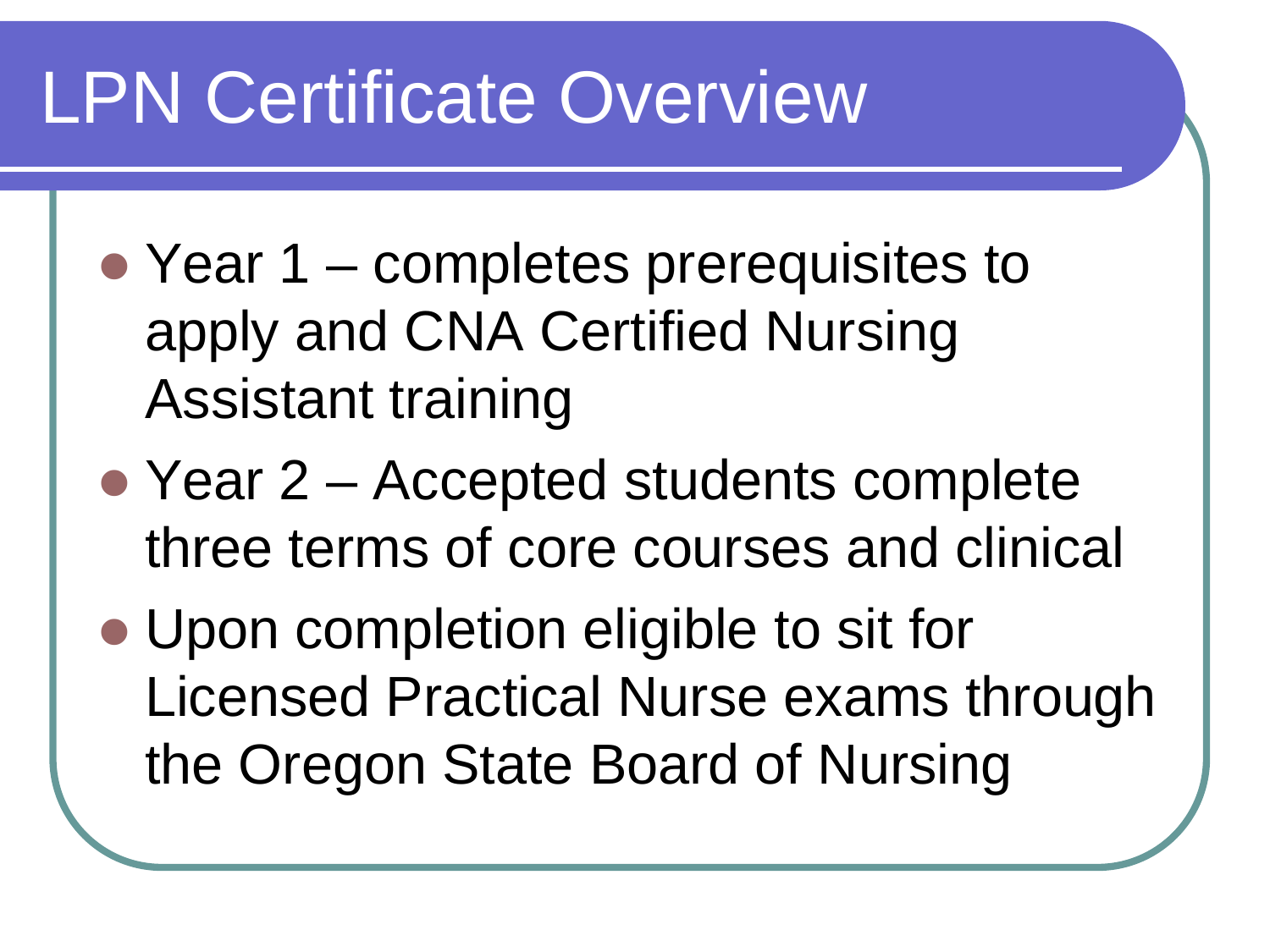# LPN Certificate Overview

- Year 1 – completes prerequisites to apply and CNA Certified Nursing Assistant training
- Year 2 – Accepted students complete three terms of core courses and clinical
- Upon completion eligible to sit for Licensed Practical Nurse exams through the Oregon State Board of Nursing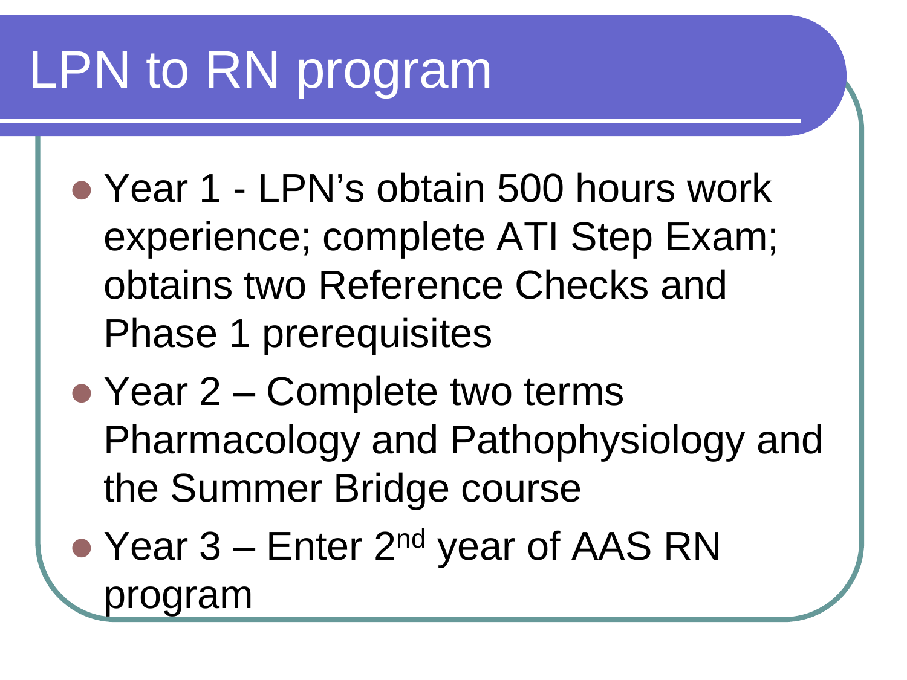# LPN to RN program

- Year 1 - LPN's obtain 500 hours work experience; complete ATI Step Exam; obtains two Reference Checks and Phase 1 prerequisites
- Year 2 – Complete two terms Pharmacology and Pathophysiology and the Summer Bridge course
- Year 3 – Enter 2nd year of AAS RN program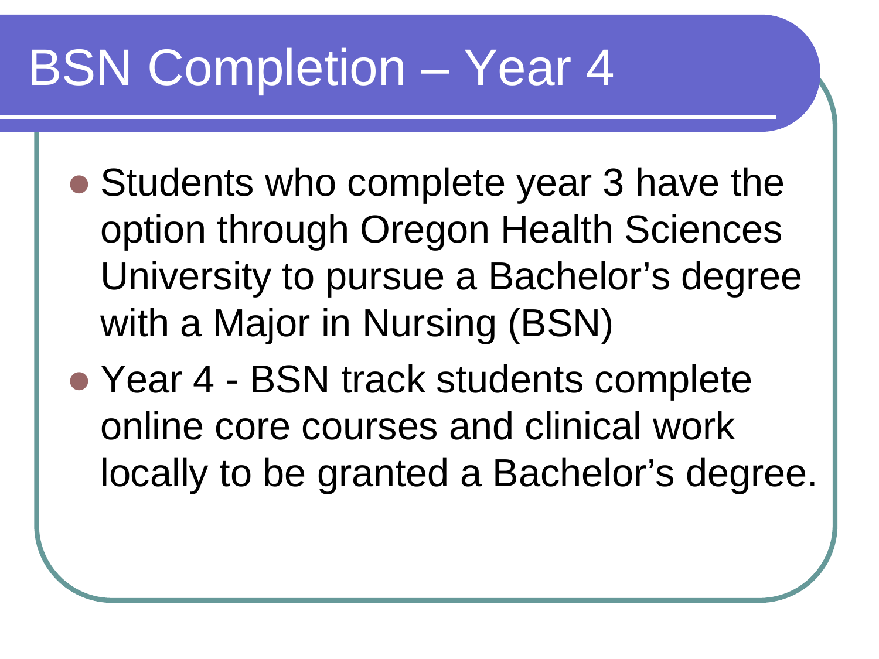# BSN Completion – Year 4

- Students who complete year 3 have the option through Oregon Health Sciences University to pursue a Bachelor's degree with a Major in Nursing (BSN)
- Year 4 - BSN track students complete online core courses and clinical work locally to be granted a Bachelor's degree.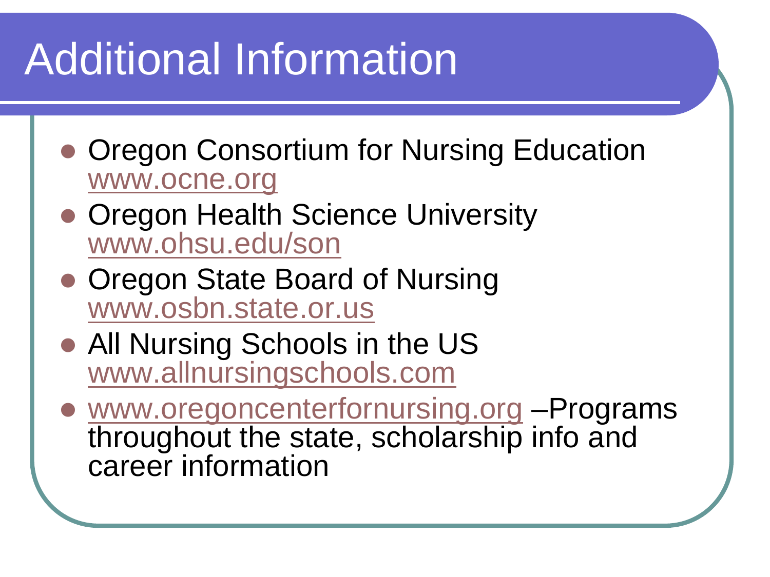# Additional Information

- Oregon Consortium for Nursing Education
  www.ocne.org
- Oregon Health Science University
  www.ohsu.edu/son
- Oregon State Board of Nursing
  www.osbn.state.or.us
- All Nursing Schools in the US
  www.allnursingschools.com
- www.oregoncenterfornursing.org –Programs throughout the state, scholarship info and career information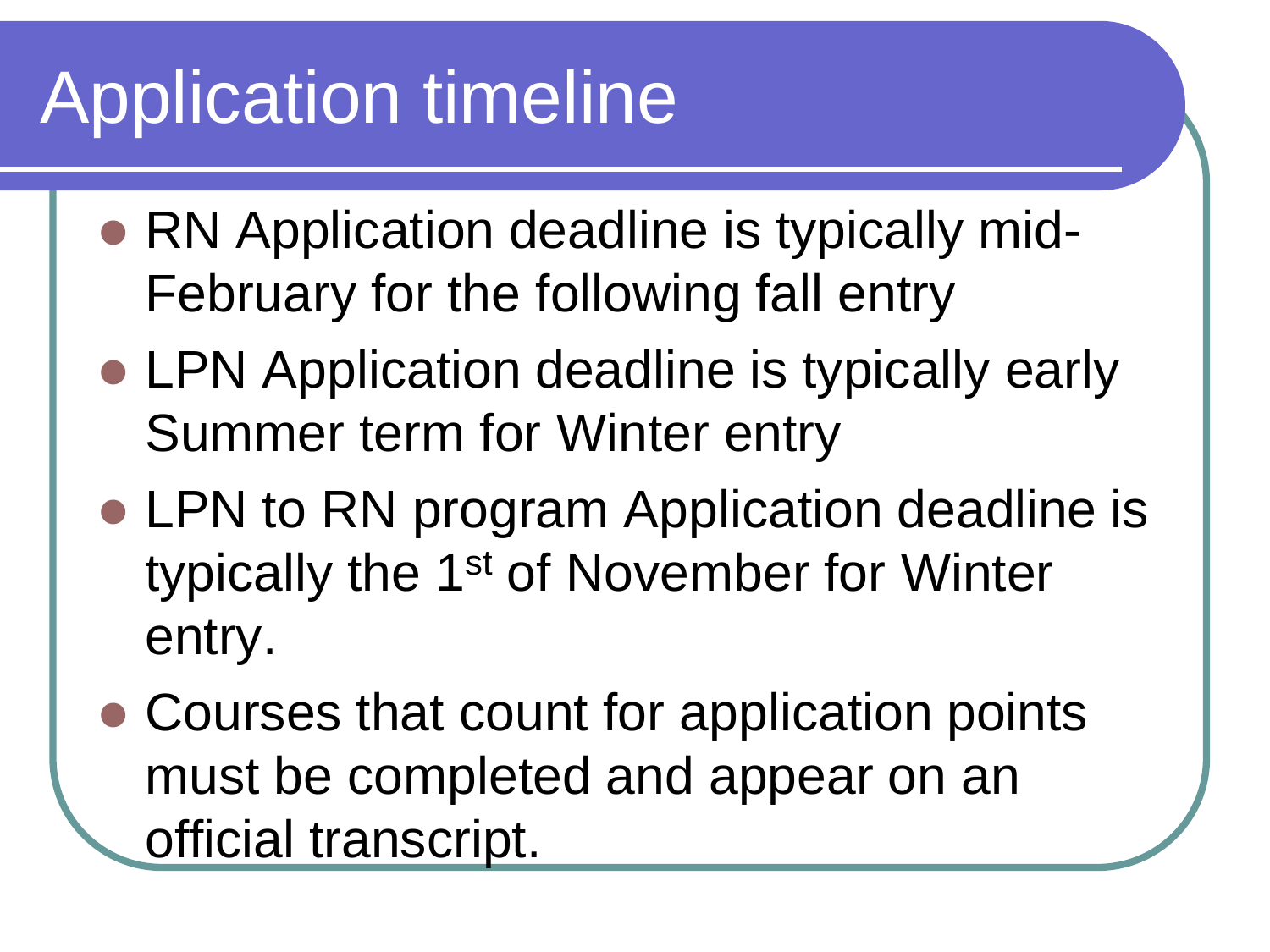# Application timeline

- RN Application deadline is typically mid-February for the following fall entry
- LPN Application deadline is typically early Summer term for Winter entry
- LPN to RN program Application deadline is typically the 1st of November for Winter entry.
- Courses that count for application points must be completed and appear on an official transcript.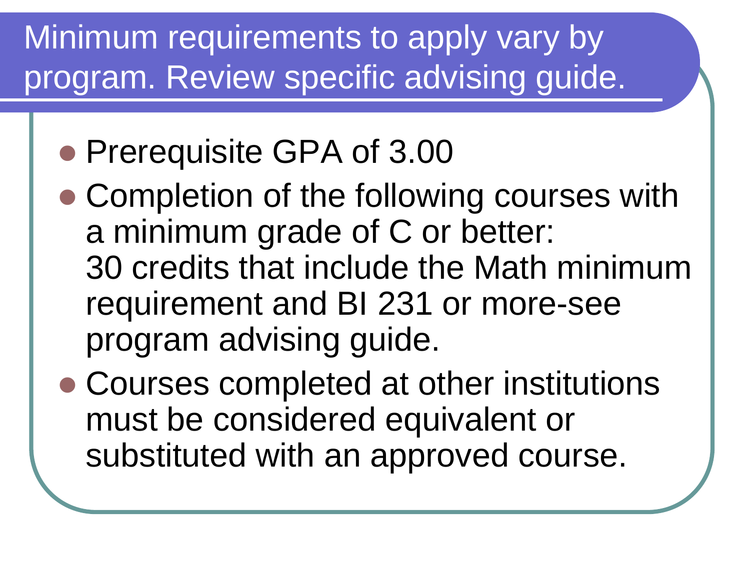# Minimum requirements to apply vary by program. Review specific advising guide.

- Prerequisite GPA of 3.00
- Completion of the following courses with a minimum grade of C or better: 30 credits that include the Math minimum requirement and BI 231 or more-see program advising guide.
- Courses completed at other institutions must be considered equivalent or substituted with an approved course.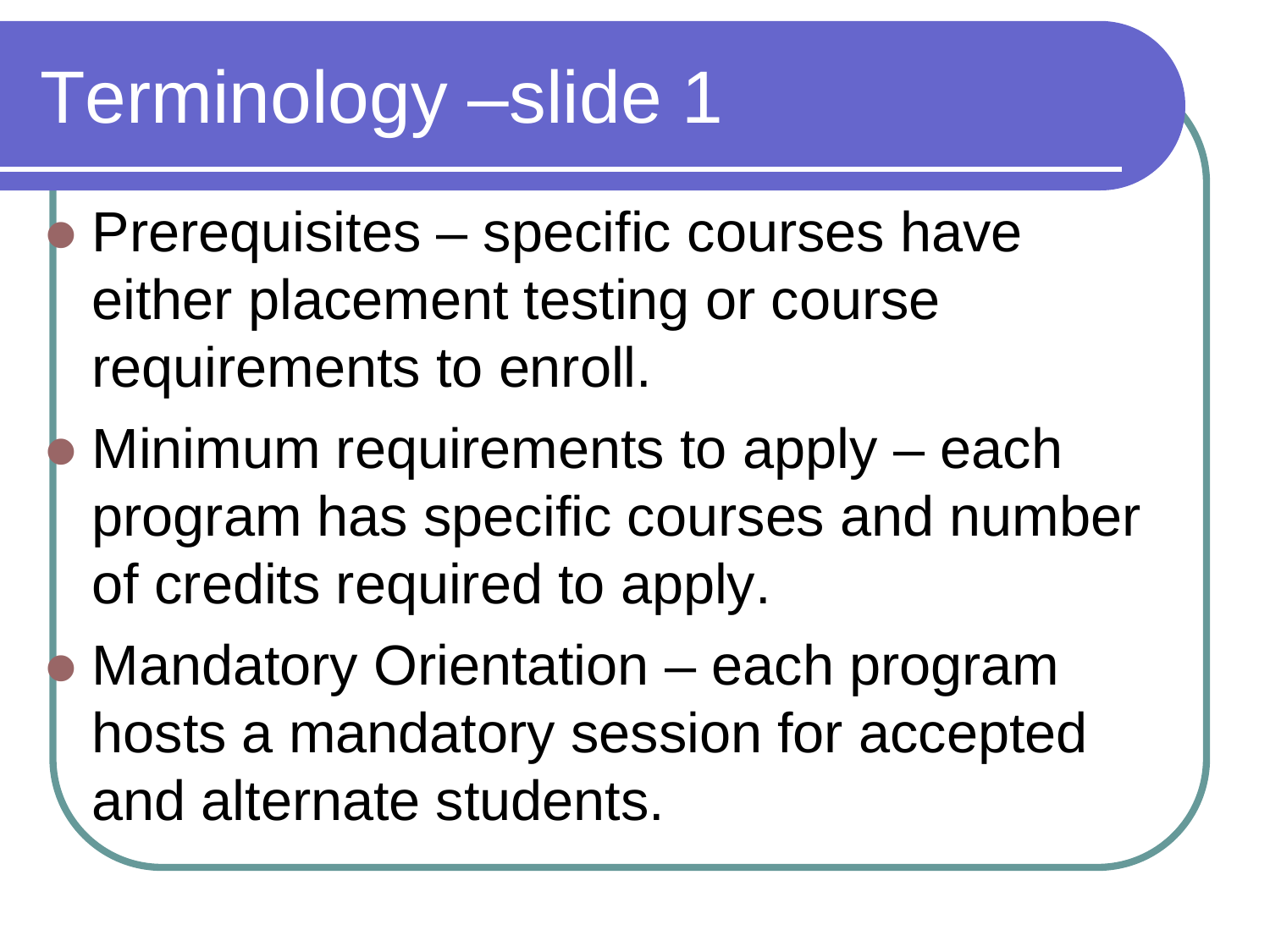# Terminology –slide 1

- Prerequisites – specific courses have either placement testing or course requirements to enroll.
- Minimum requirements to apply – each program has specific courses and number of credits required to apply.
- Mandatory Orientation – each program hosts a mandatory session for accepted and alternate students.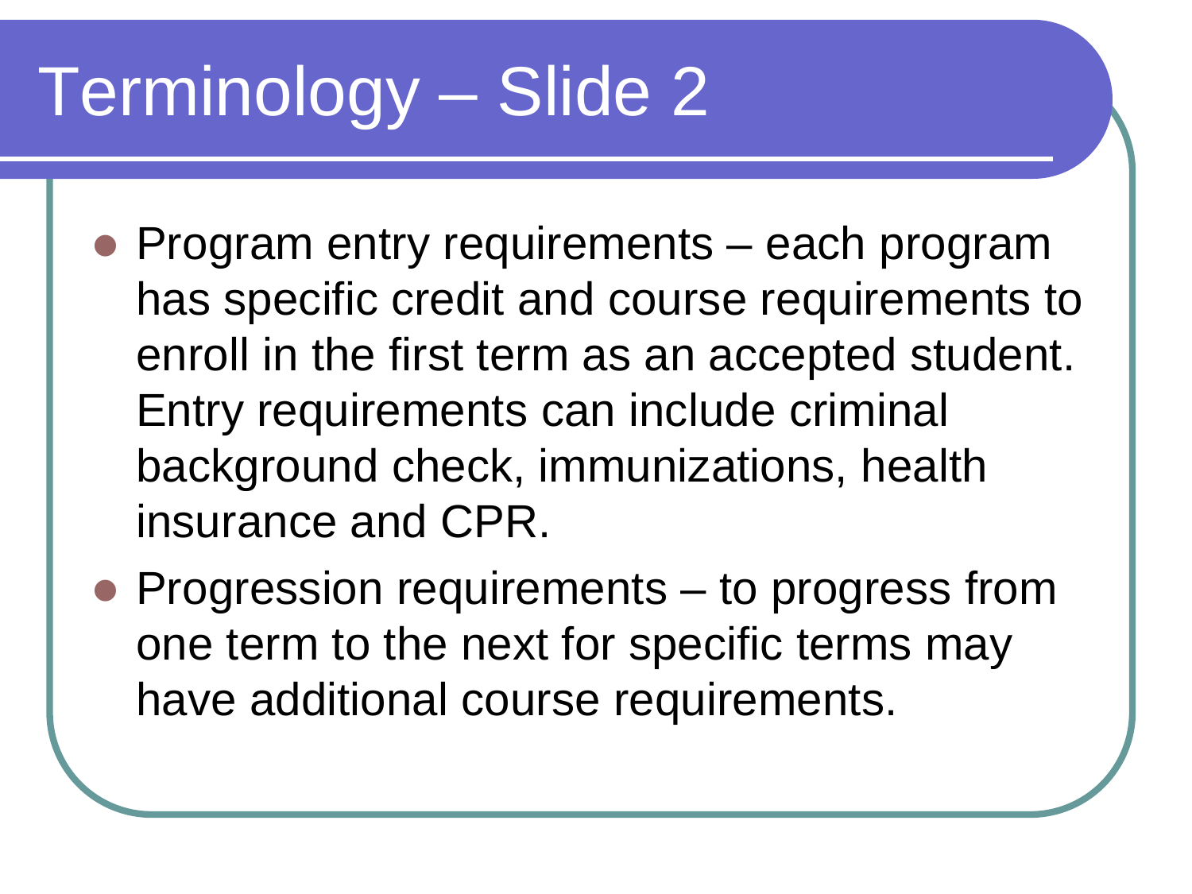# Terminology – Slide 2

- Program entry requirements – each program has specific credit and course requirements to enroll in the first term as an accepted student. Entry requirements can include criminal background check, immunizations, health insurance and CPR.
- Progression requirements – to progress from one term to the next for specific terms may have additional course requirements.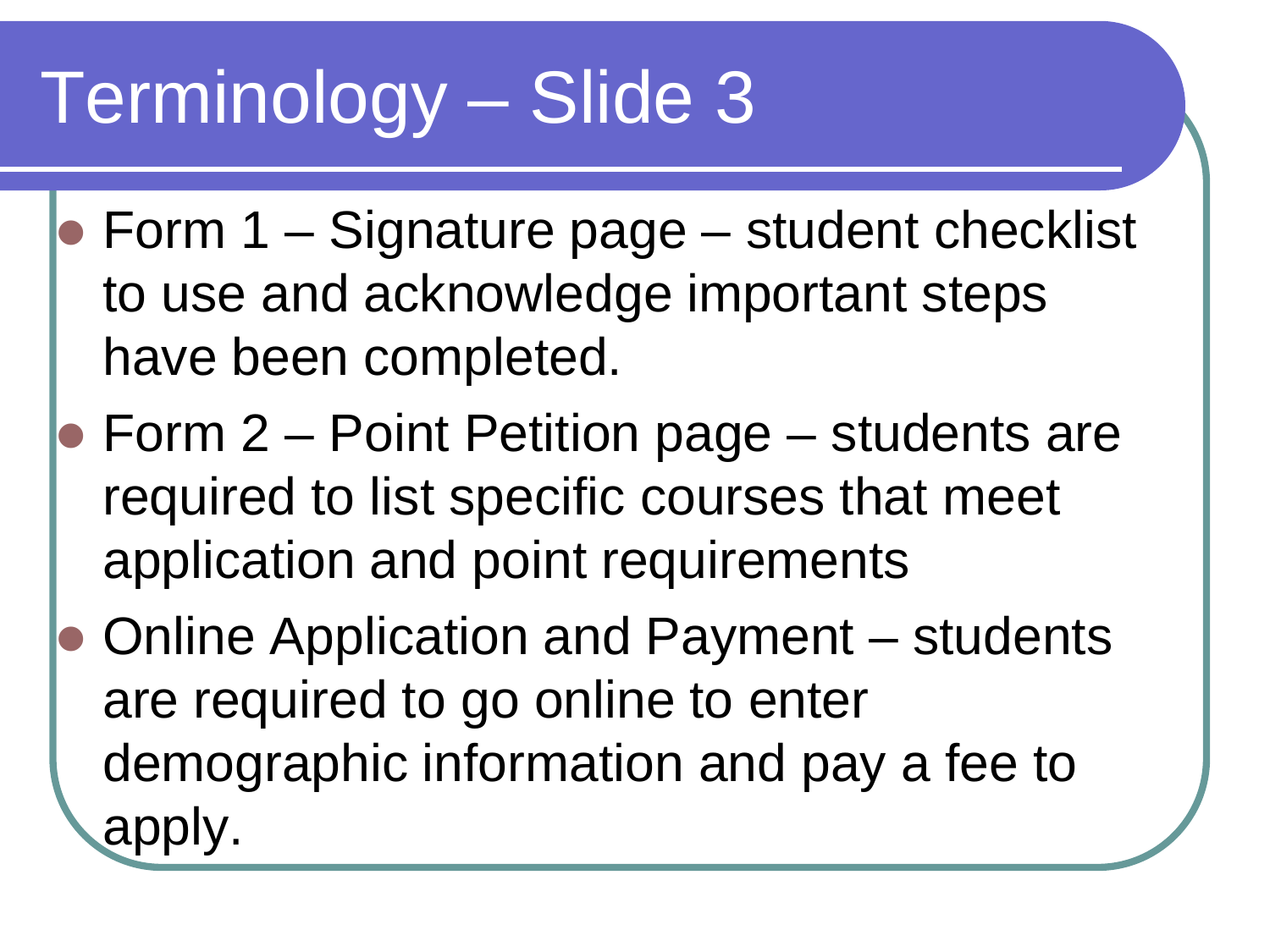# Terminology – Slide 3

- Form 1 – Signature page – student checklist to use and acknowledge important steps have been completed.
- Form 2 – Point Petition page – students are required to list specific courses that meet application and point requirements
- Online Application and Payment – students are required to go online to enter demographic information and pay a fee to apply.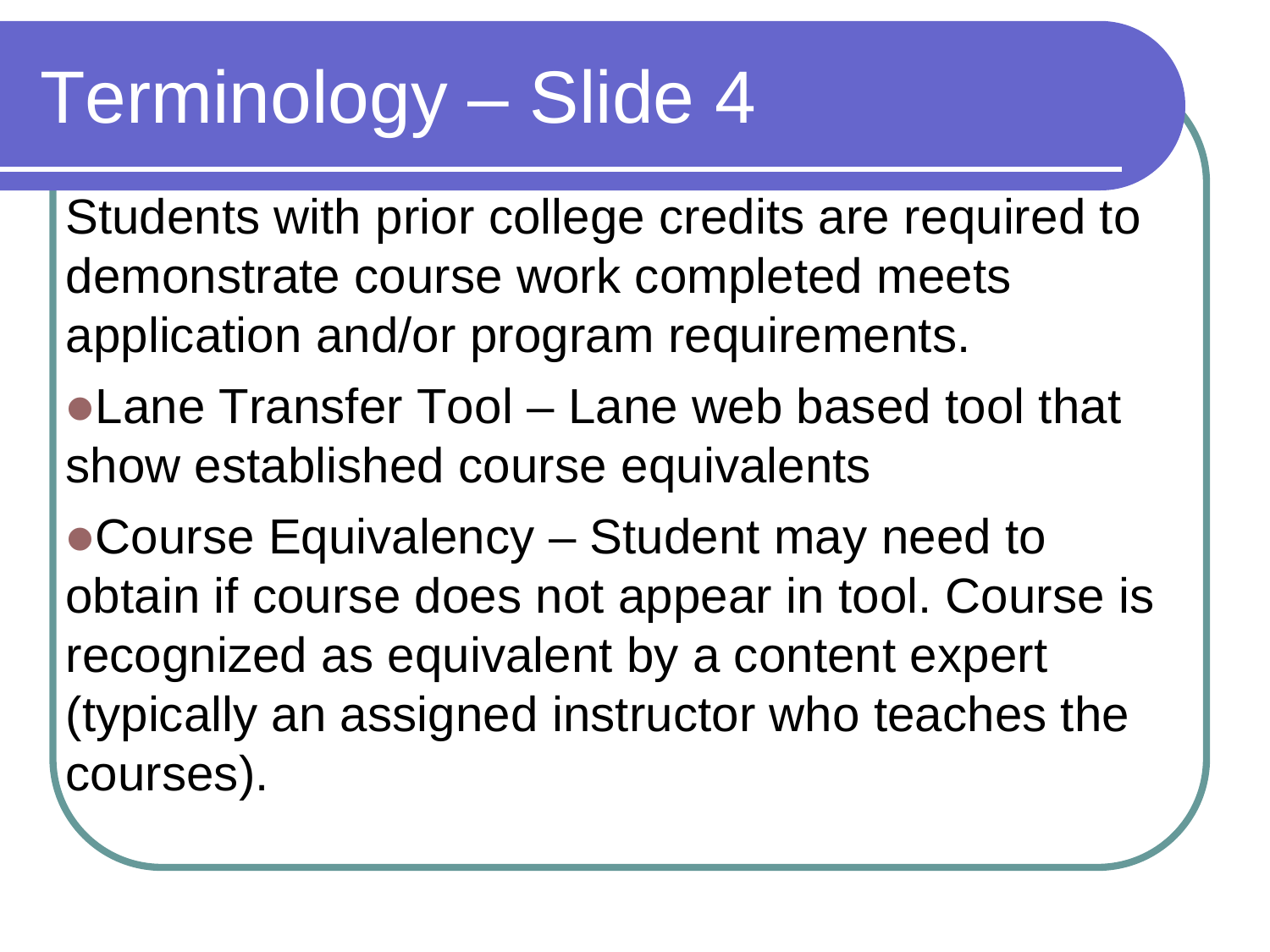# Terminology – Slide 4

Students with prior college credits are required to demonstrate course work completed meets application and/or program requirements.

- Lane Transfer Tool – Lane web based tool that show established course equivalents
- Course Equivalency – Student may need to obtain if course does not appear in tool. Course is recognized as equivalent by a content expert (typically an assigned instructor who teaches the courses).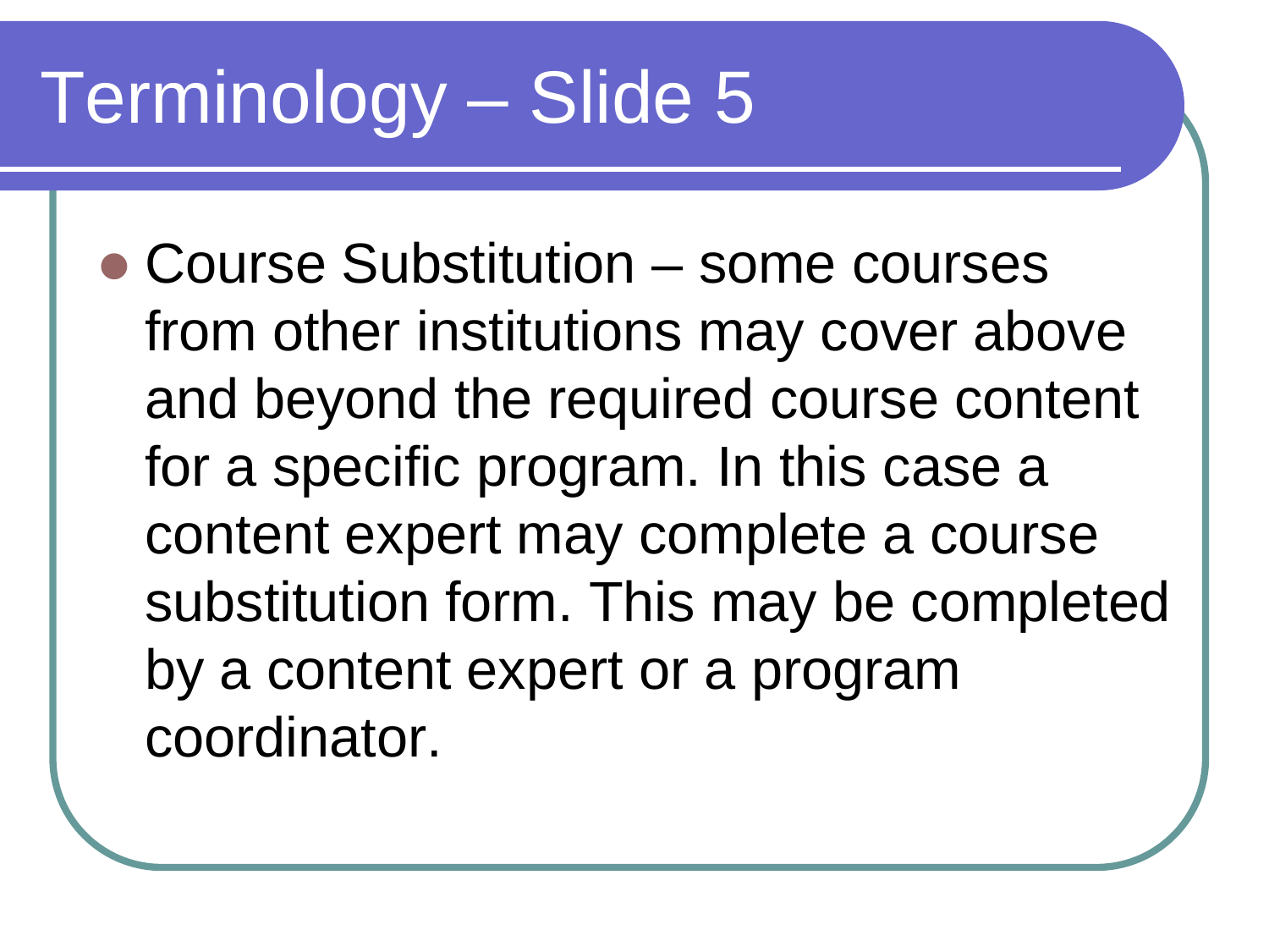# Terminology – Slide 5

- Course Substitution – some courses from other institutions may cover above and beyond the required course content for a specific program. In this case a content expert may complete a course substitution form. This may be completed by a content expert or a program coordinator.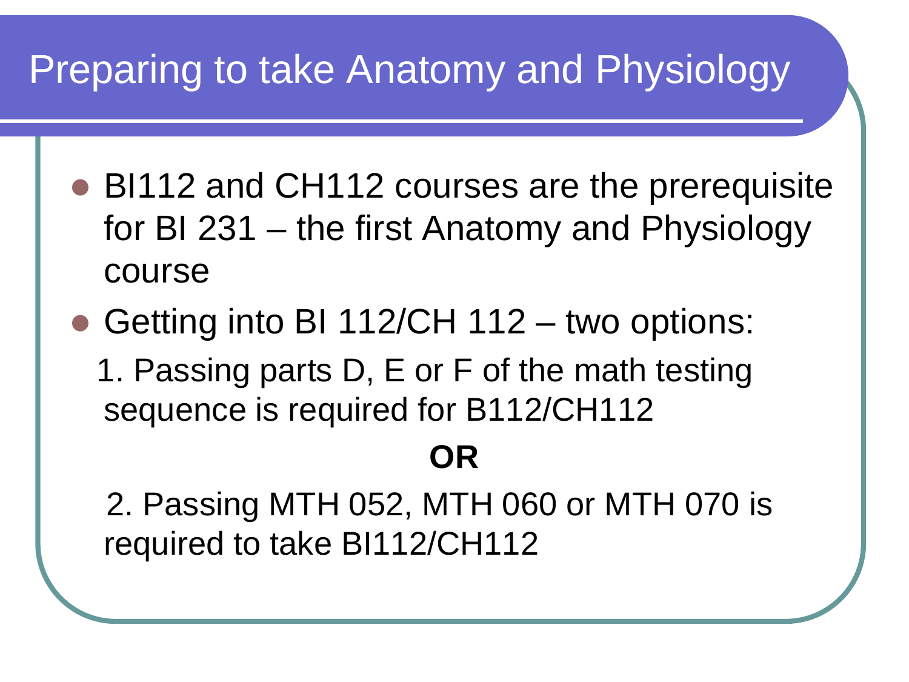# Preparing to take Anatomy and Physiology

- BI112 and CH112 courses are the prerequisite for BI 231 – the first Anatomy and Physiology course
- Getting into BI 112/CH 112 – two options:

  1. Passing parts D, E or F of the math testing sequence is required for B112/CH112

  **OR**

  2. Passing MTH 052, MTH 060 or MTH 070 is required to take BI112/CH112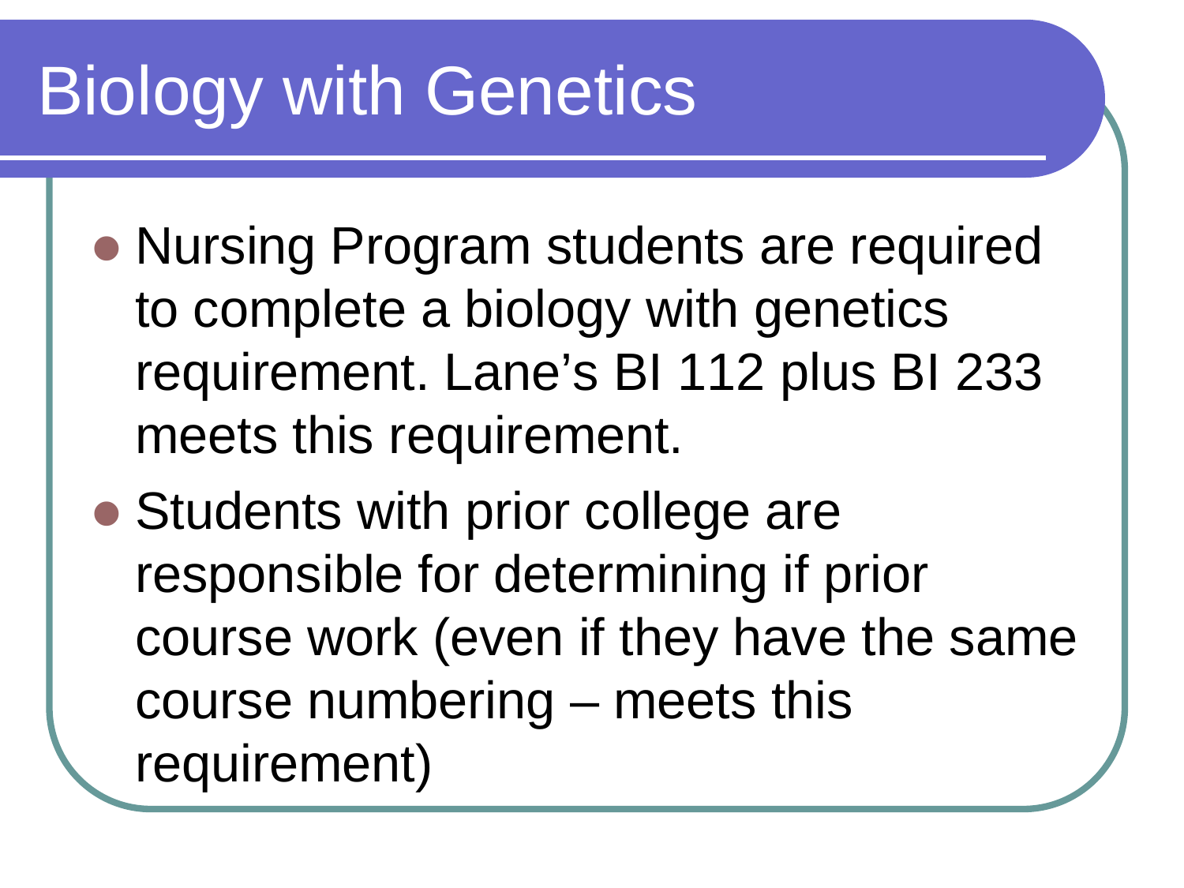# Biology with Genetics

- Nursing Program students are required to complete a biology with genetics requirement. Lane's BI 112 plus BI 233 meets this requirement.
- Students with prior college are responsible for determining if prior course work (even if they have the same course numbering – meets this requirement)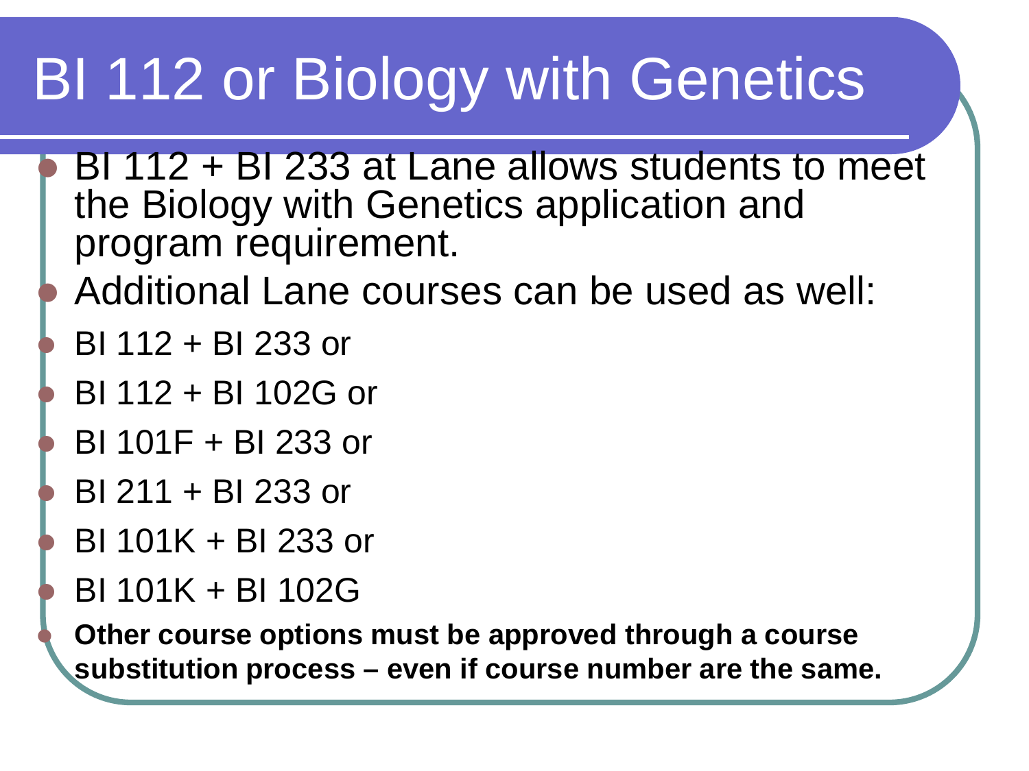# BI 112 or Biology with Genetics

- BI 112 + BI 233 at Lane allows students to meet the Biology with Genetics application and program requirement.
- Additional Lane courses can be used as well:
- BI 112 + BI 233 or
- BI 112 + BI 102G or
- BI 101F + BI 233 or
- BI 211 + BI 233 or
- BI 101K + BI 233 or
- BI 101K + BI 102G
- **Other course options must be approved through a course substitution process – even if course number are the same.**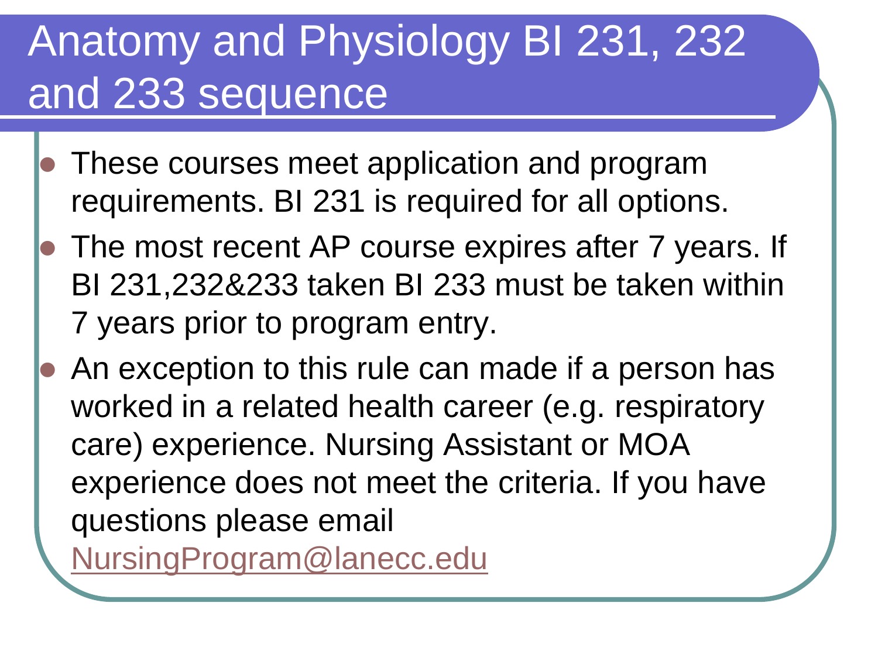# Anatomy and Physiology BI 231, 232 and 233 sequence

- These courses meet application and program requirements. BI 231 is required for all options.
- The most recent AP course expires after 7 years. If BI 231,232&233 taken BI 233 must be taken within 7 years prior to program entry.
- An exception to this rule can made if a person has worked in a related health career (e.g. respiratory care) experience. Nursing Assistant or MOA experience does not meet the criteria. If you have questions please email NursingProgram@lanecc.edu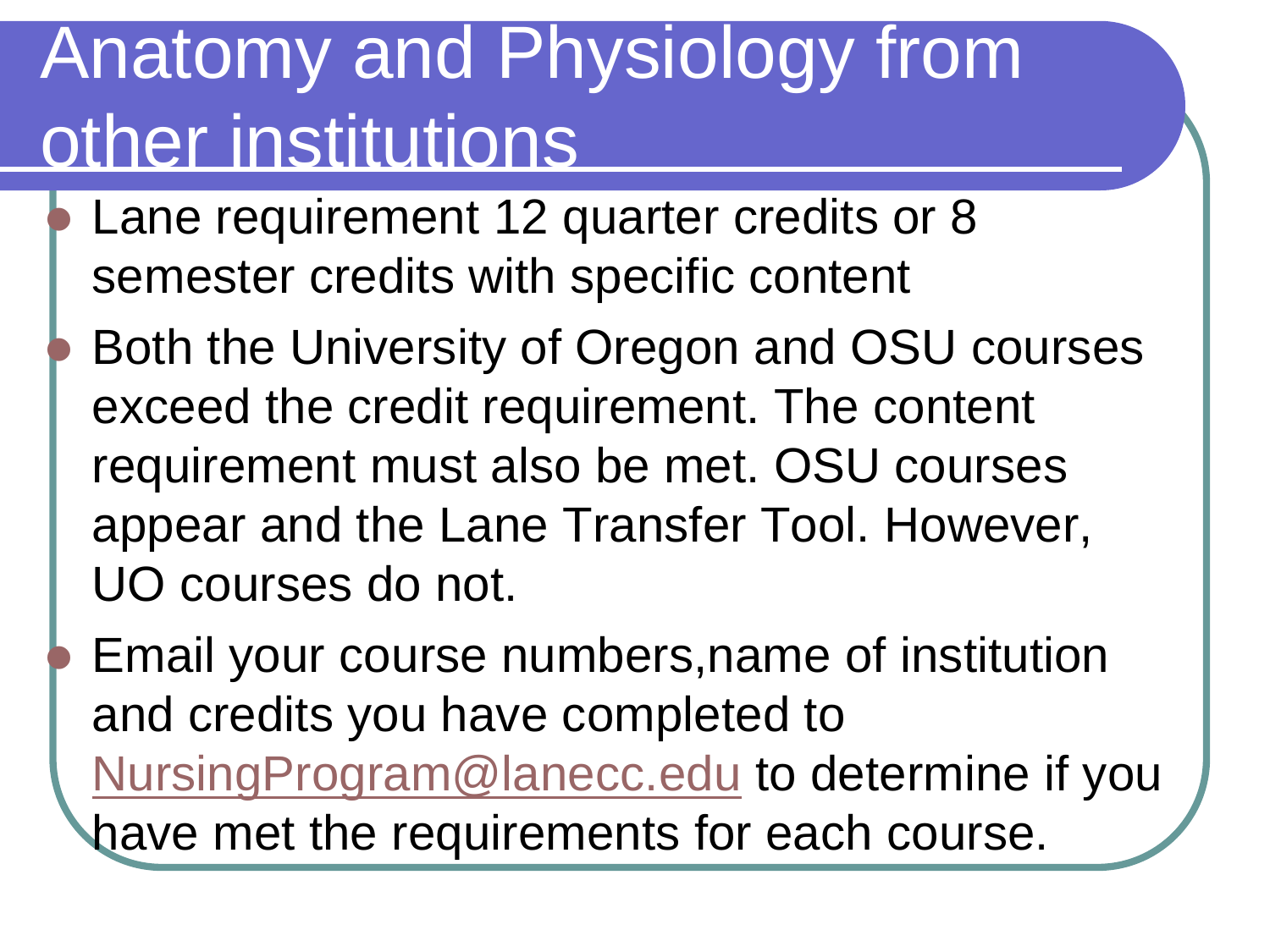# Anatomy and Physiology from other institutions

- Lane requirement 12 quarter credits or 8 semester credits with specific content
- Both the University of Oregon and OSU courses exceed the credit requirement. The content requirement must also be met. OSU courses appear and the Lane Transfer Tool. However, UO courses do not.
- Email your course numbers,name of institution and credits you have completed to NursingProgram@lanecc.edu to determine if you have met the requirements for each course.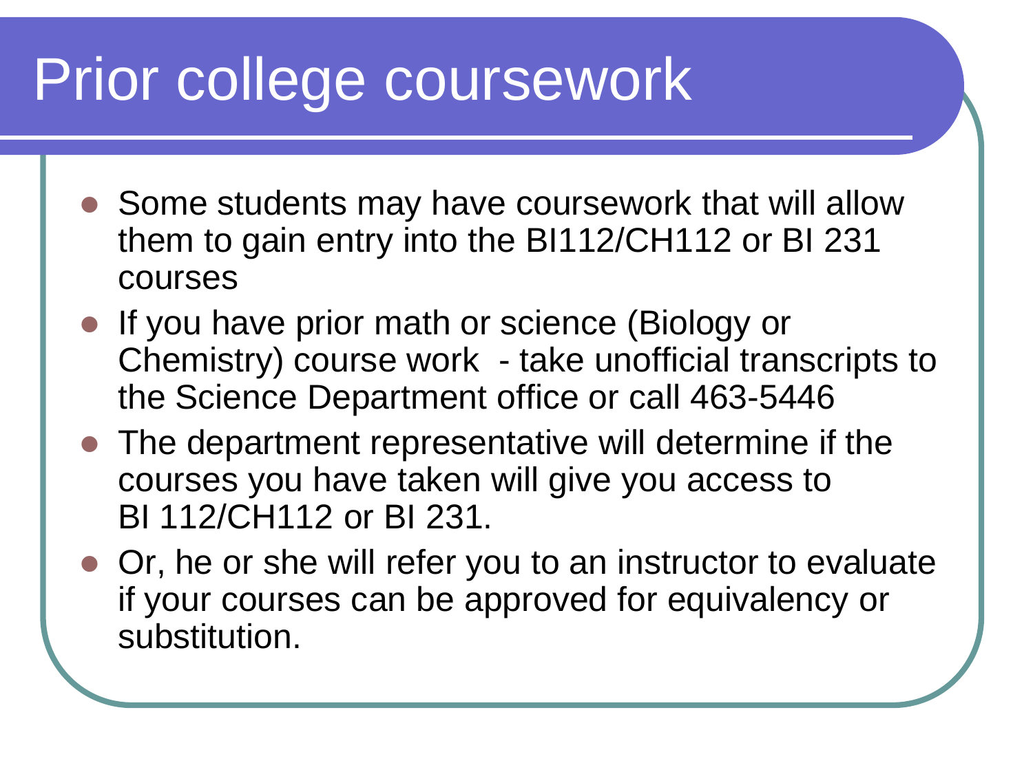# Prior college coursework

- Some students may have coursework that will allow them to gain entry into the BI112/CH112 or BI 231 courses
- If you have prior math or science (Biology or Chemistry) course work - take unofficial transcripts to the Science Department office or call 463-5446
- The department representative will determine if the courses you have taken will give you access to BI 112/CH112 or BI 231.
- Or, he or she will refer you to an instructor to evaluate if your courses can be approved for equivalency or substitution.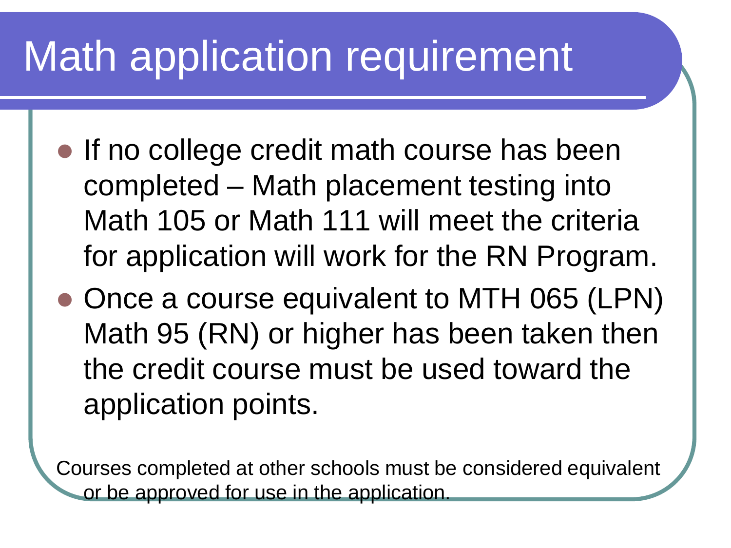# Math application requirement

- If no college credit math course has been completed – Math placement testing into Math 105 or Math 111 will meet the criteria for application will work for the RN Program.
- Once a course equivalent to MTH 065 (LPN) Math 95 (RN) or higher has been taken then the credit course must be used toward the application points.

Courses completed at other schools must be considered equivalent or be approved for use in the application.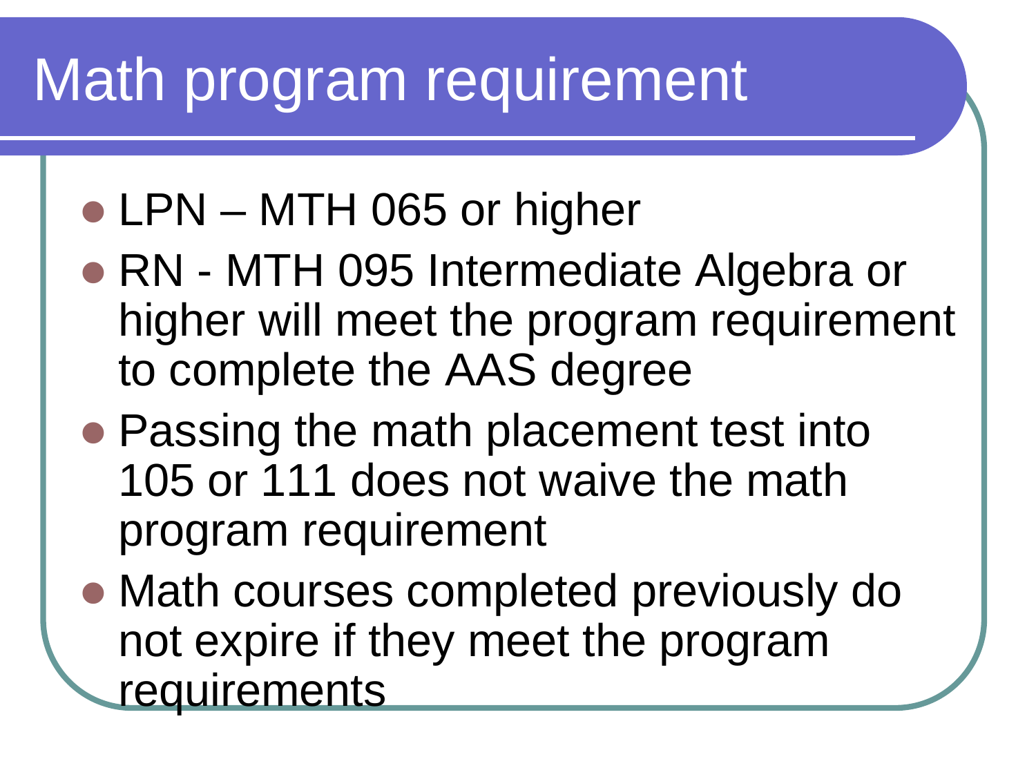# Math program requirement

- LPN – MTH 065 or higher
- RN - MTH 095 Intermediate Algebra or higher will meet the program requirement to complete the AAS degree
- Passing the math placement test into 105 or 111 does not waive the math program requirement
- Math courses completed previously do not expire if they meet the program requirements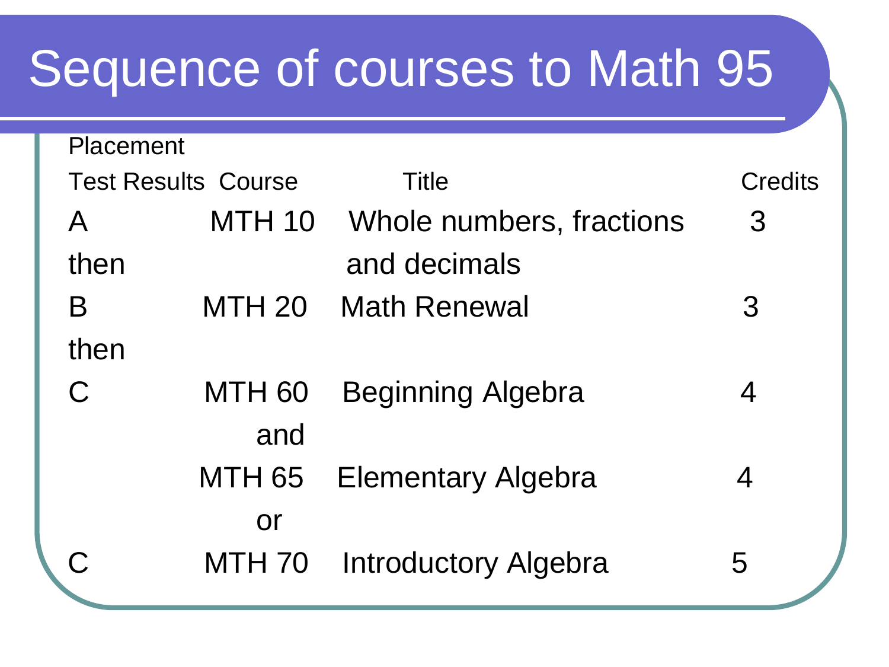# Sequence of courses to Math 95

| Placement Test Results | Course | Title | Credits |
|---|---|---|---|
| A | MTH 10 | Whole numbers, fractions and decimals | 3 |
| then | | | |
| B | MTH 20 | Math Renewal | 3 |
| then | | | |
| C | MTH 60 | Beginning Algebra | 4 |
| | and | | |
| | MTH 65 | Elementary Algebra | 4 |
| | or | | |
| C | MTH 70 | Introductory Algebra | 5 |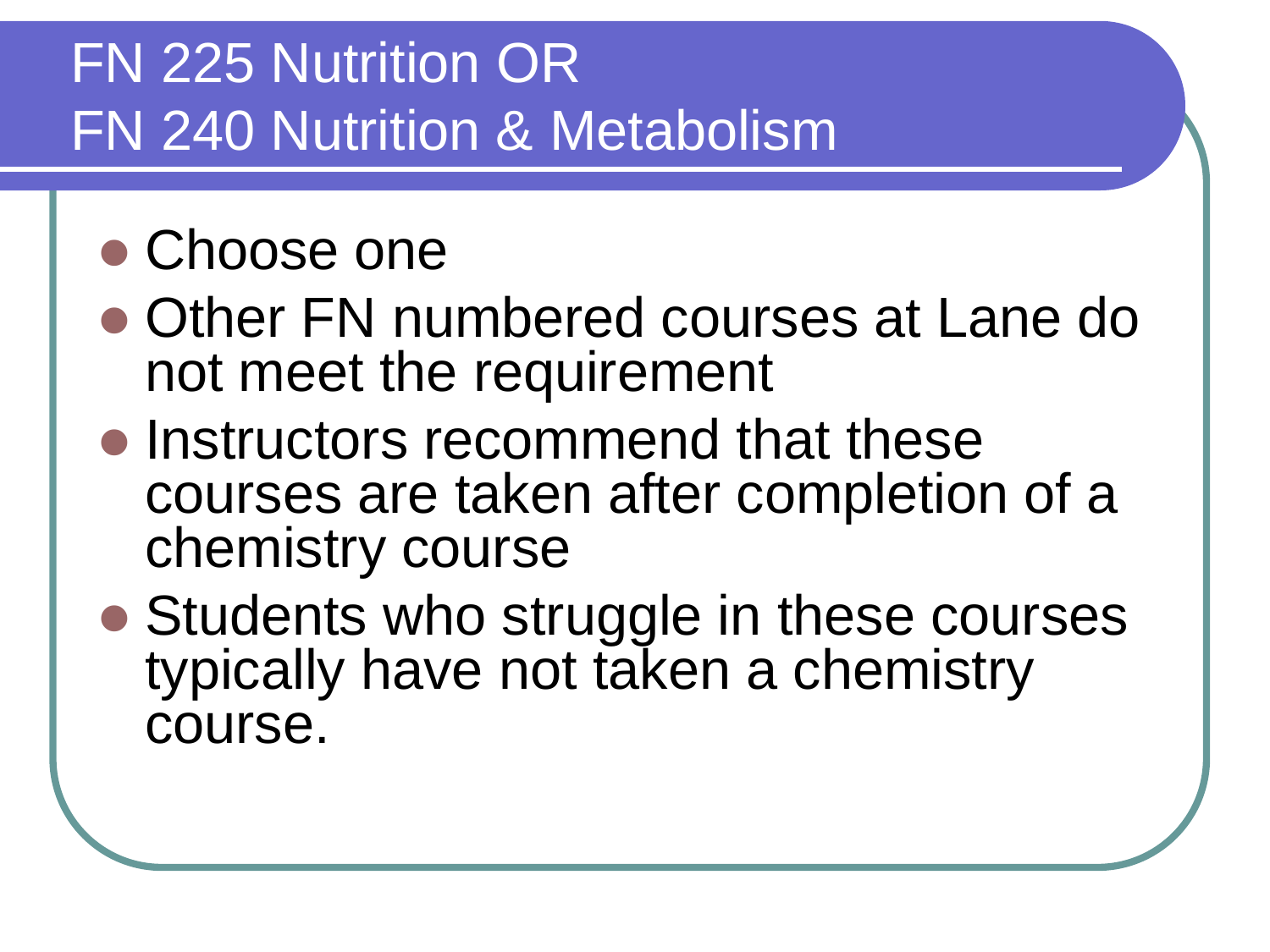# FN 225 Nutrition OR FN 240 Nutrition & Metabolism

- Choose one
- Other FN numbered courses at Lane do not meet the requirement
- Instructors recommend that these courses are taken after completion of a chemistry course
- Students who struggle in these courses typically have not taken a chemistry course.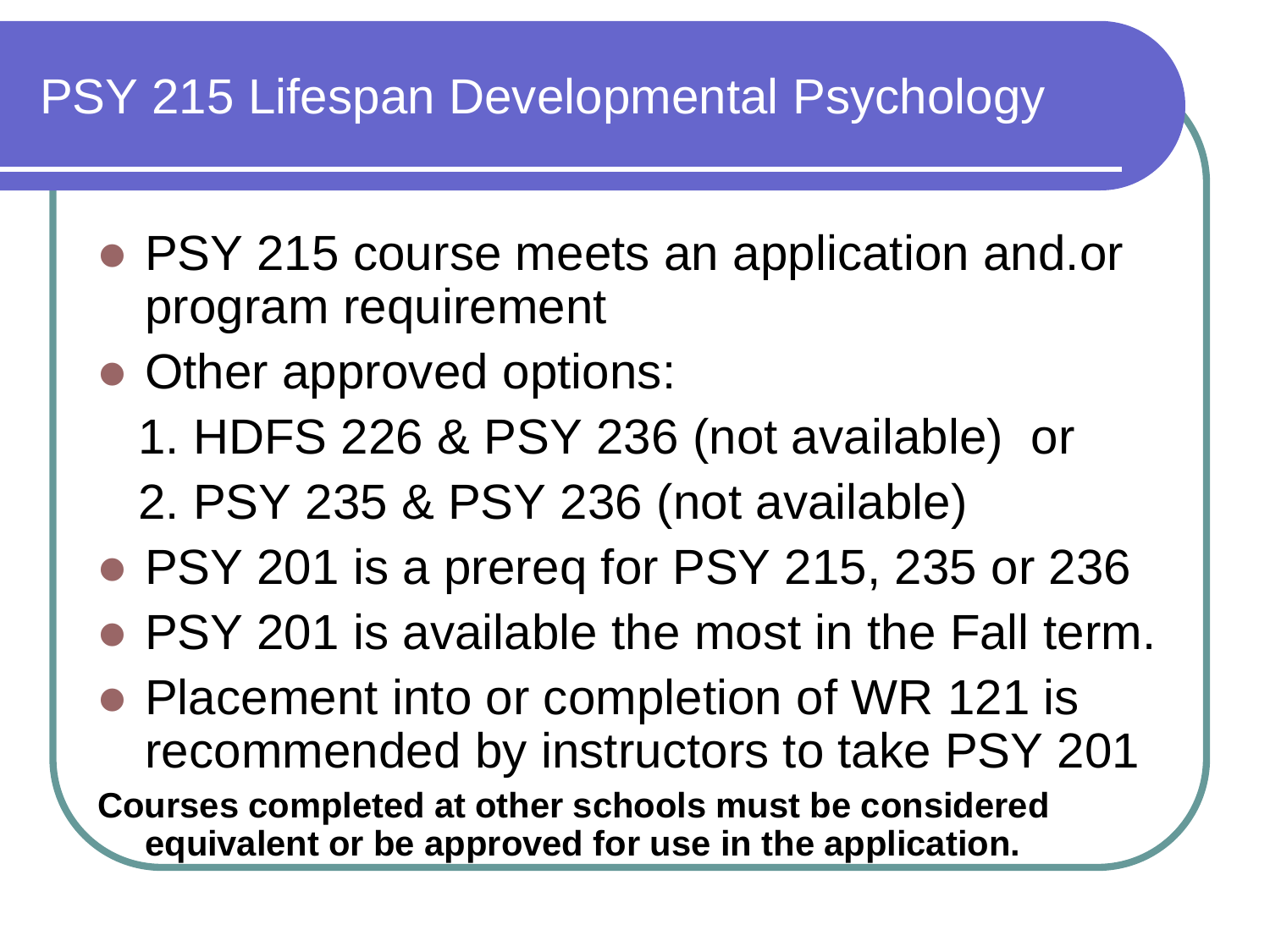# PSY 215 Lifespan Developmental Psychology

- PSY 215 course meets an application and.or program requirement
- Other approved options:
  1. HDFS 226 & PSY 236 (not available) or
  2. PSY 235 & PSY 236 (not available)
- PSY 201 is a prereq for PSY 215, 235 or 236
- PSY 201 is available the most in the Fall term.
- Placement into or completion of WR 121 is recommended by instructors to take PSY 201

**Courses completed at other schools must be considered equivalent or be approved for use in the application.**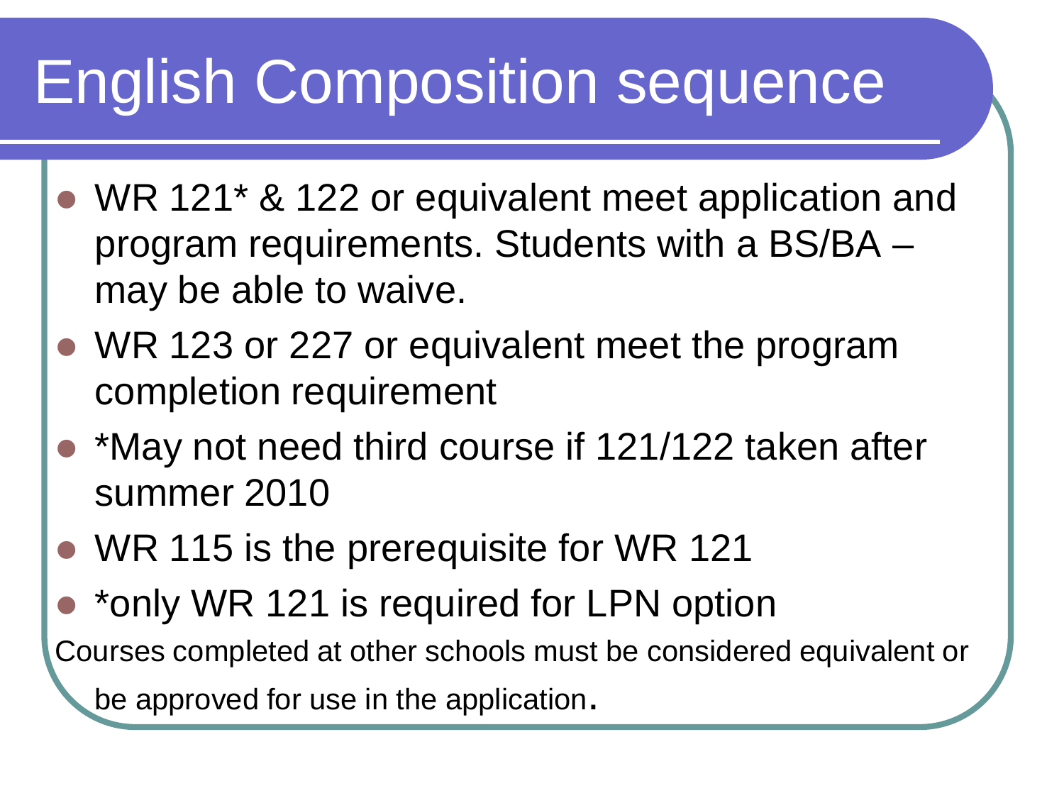# English Composition sequence

- WR 121* & 122 or equivalent meet application and program requirements. Students with a BS/BA – may be able to waive.
- WR 123 or 227 or equivalent meet the program completion requirement
- *May not need third course if 121/122 taken after summer 2010
- WR 115 is the prerequisite for WR 121
- *only WR 121 is required for LPN option

Courses completed at other schools must be considered equivalent or be approved for use in the application.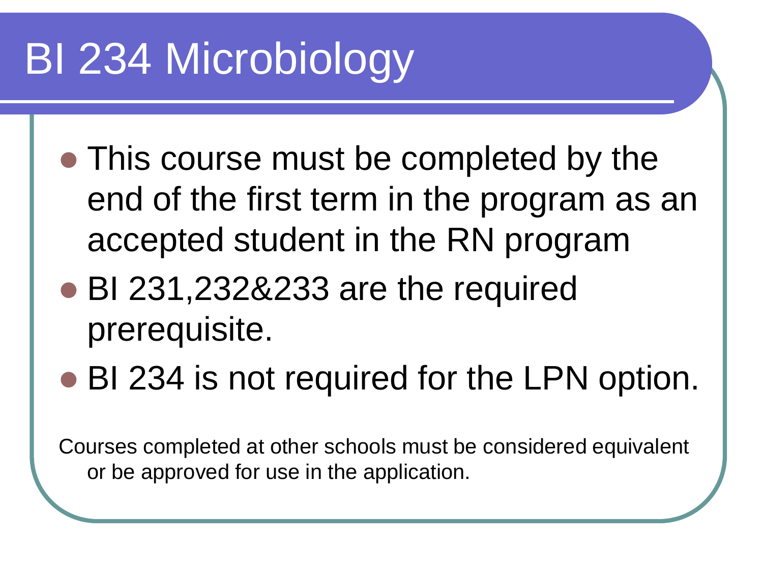# BI 234 Microbiology

- This course must be completed by the end of the first term in the program as an accepted student in the RN program
- BI 231,232&233 are the required prerequisite.
- BI 234 is not required for the LPN option.

Courses completed at other schools must be considered equivalent or be approved for use in the application.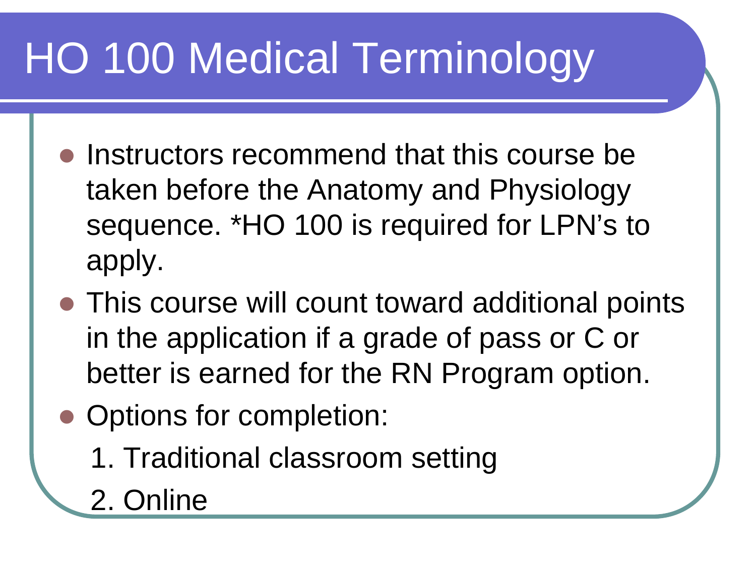# HO 100 Medical Terminology

- Instructors recommend that this course be taken before the Anatomy and Physiology sequence. *HO 100 is required for LPN's to apply.
- This course will count toward additional points in the application if a grade of pass or C or better is earned for the RN Program option.
- Options for completion:
  1. Traditional classroom setting
  2. Online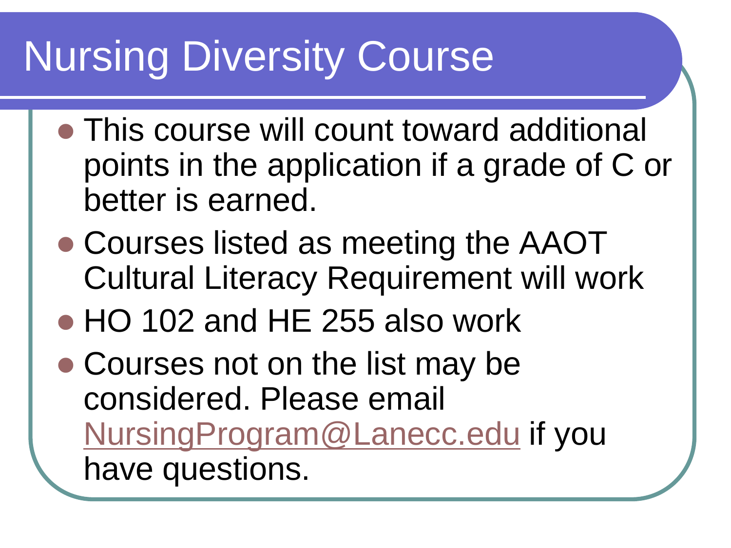# Nursing Diversity Course

- This course will count toward additional points in the application if a grade of C or better is earned.
- Courses listed as meeting the AAOT Cultural Literacy Requirement will work
- HO 102 and HE 255 also work
- Courses not on the list may be considered. Please email NursingProgram@Lanecc.edu if you have questions.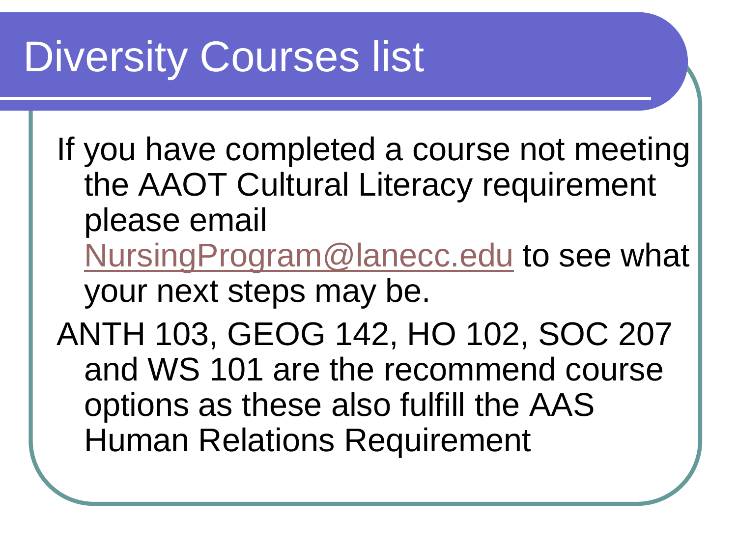# Diversity Courses list

If you have completed a course not meeting the AAOT Cultural Literacy requirement please email NursingProgram@lanecc.edu to see what your next steps may be.

ANTH 103, GEOG 142, HO 102, SOC 207 and WS 101 are the recommend course options as these also fulfill the AAS Human Relations Requirement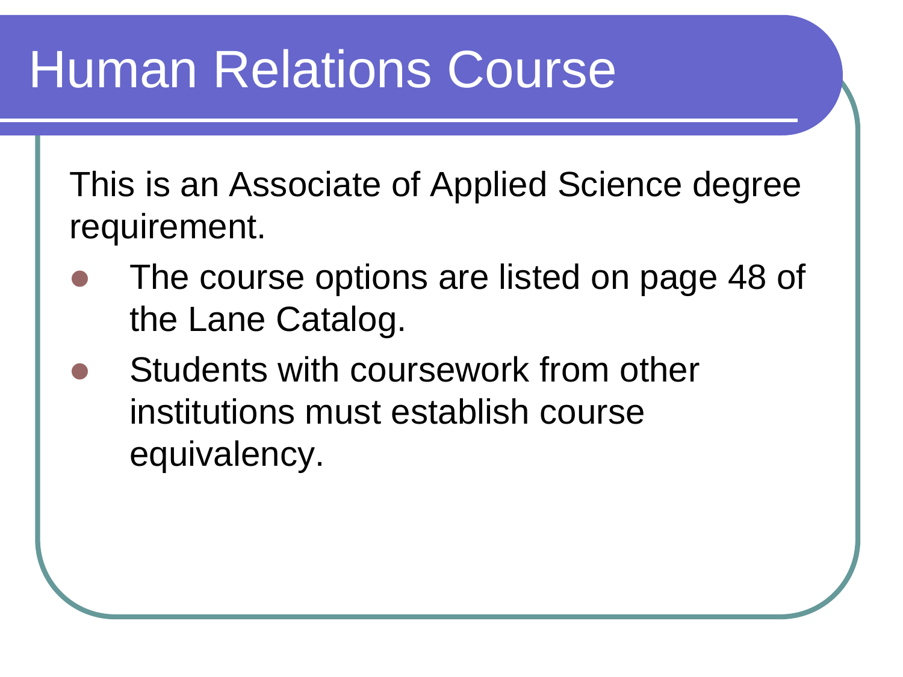# Human Relations Course

This is an Associate of Applied Science degree requirement.

- The course options are listed on page 48 of the Lane Catalog.
- Students with coursework from other institutions must establish course equivalency.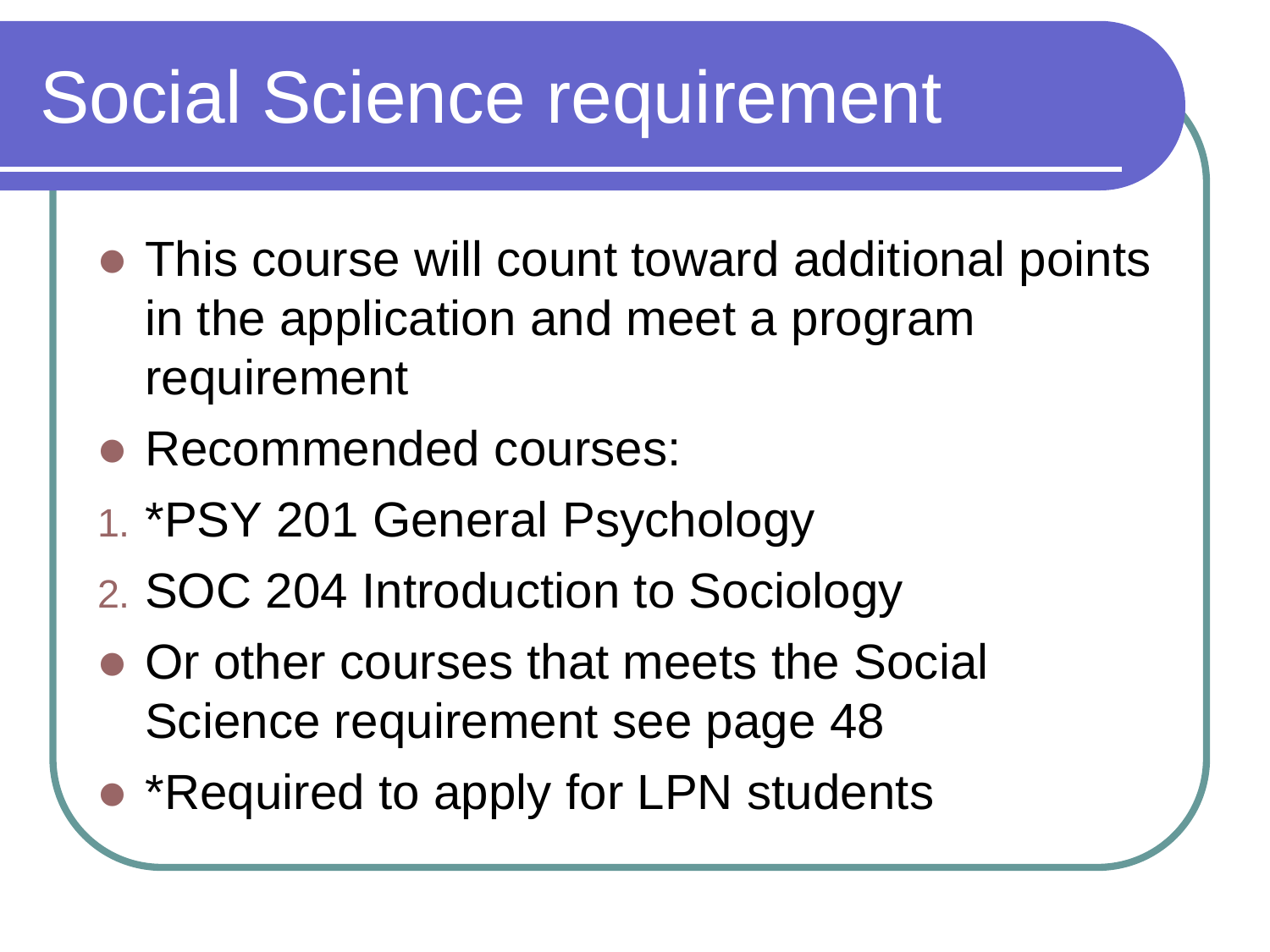# Social Science requirement

- This course will count toward additional points in the application and meet a program requirement
- Recommended courses:

1. *PSY 201 General Psychology
2. SOC 204 Introduction to Sociology

- Or other courses that meets the Social Science requirement see page 48
- *Required to apply for LPN students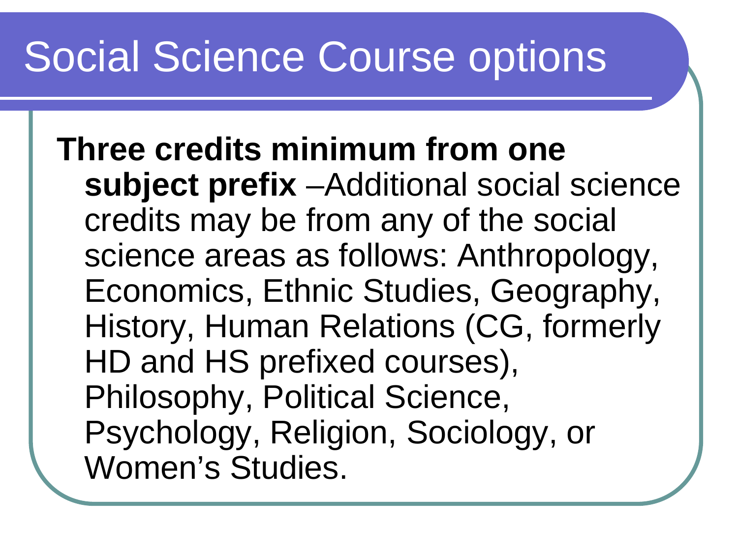# Social Science Course options

**Three credits minimum from one subject prefix** –Additional social science credits may be from any of the social science areas as follows: Anthropology, Economics, Ethnic Studies, Geography, History, Human Relations (CG, formerly HD and HS prefixed courses), Philosophy, Political Science, Psychology, Religion, Sociology, or Women's Studies.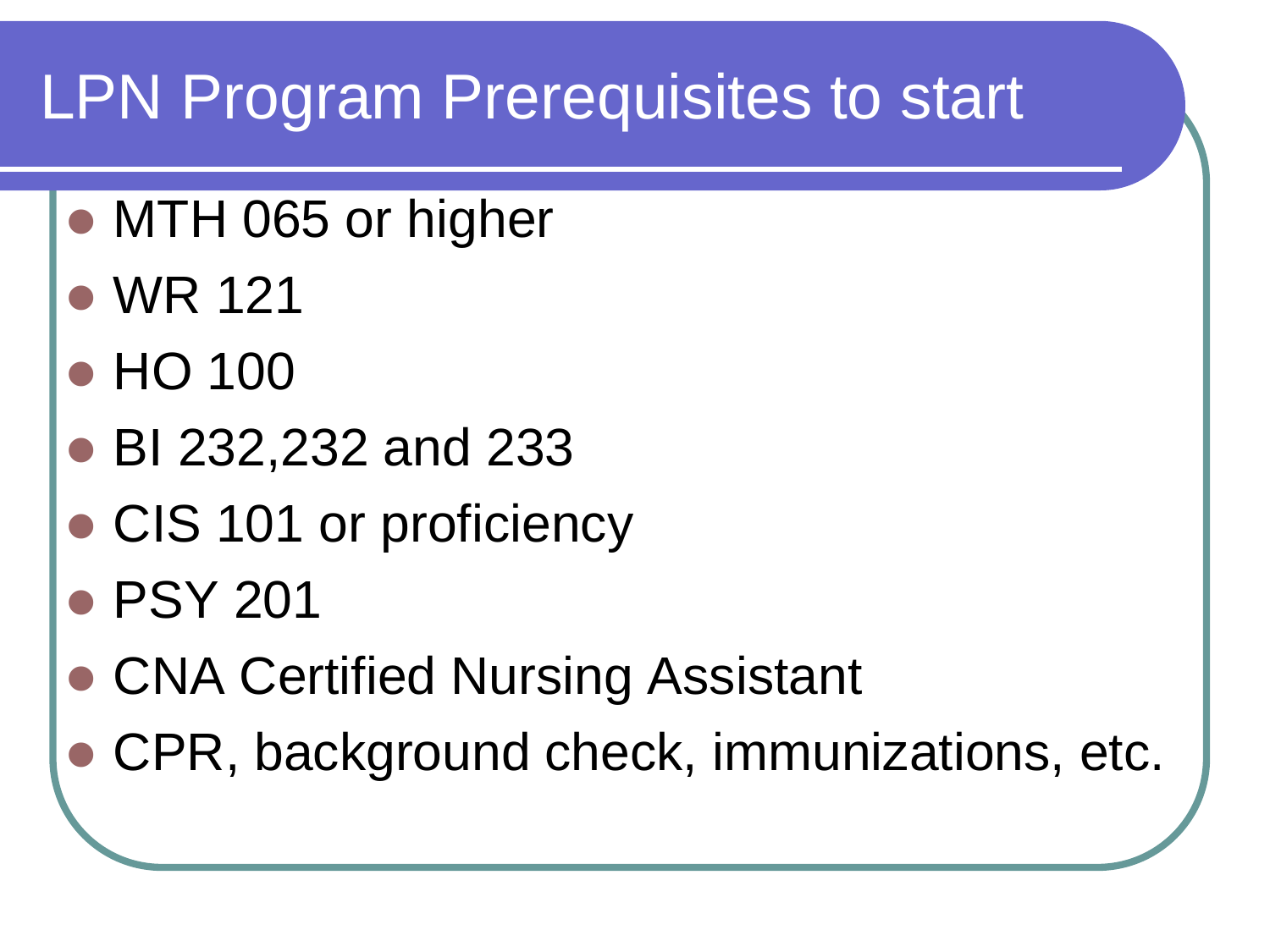# LPN Program Prerequisites to start

- MTH 065 or higher
- WR 121
- HO 100
- BI 232,232 and 233
- CIS 101 or proficiency
- PSY 201
- CNA Certified Nursing Assistant
- CPR, background check, immunizations, etc.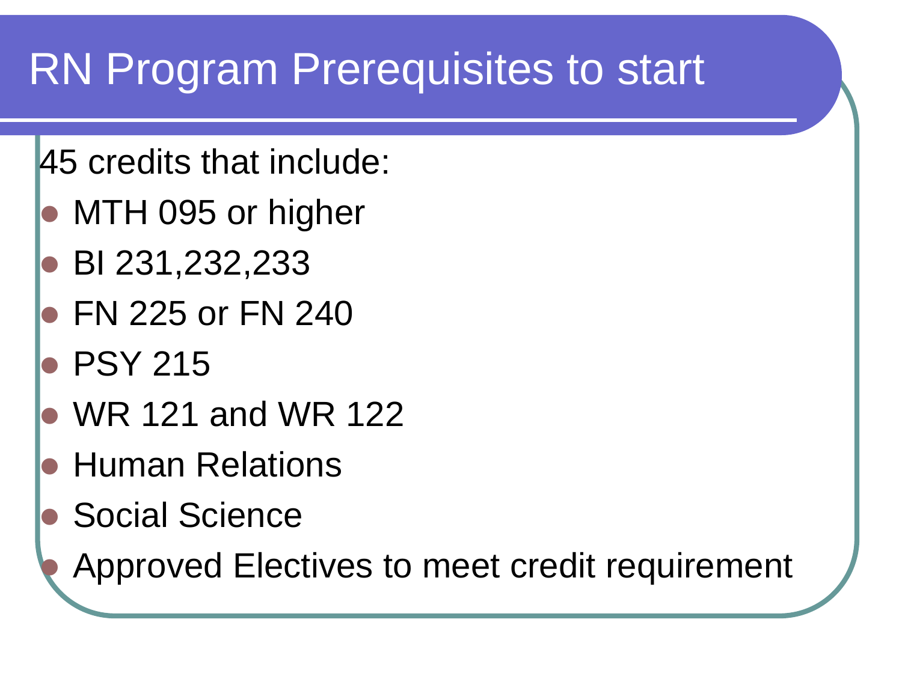# RN Program Prerequisites to start

45 credits that include:

- MTH 095 or higher
- BI 231,232,233
- FN 225 or FN 240
- PSY 215
- WR 121 and WR 122
- Human Relations
- Social Science
- Approved Electives to meet credit requirement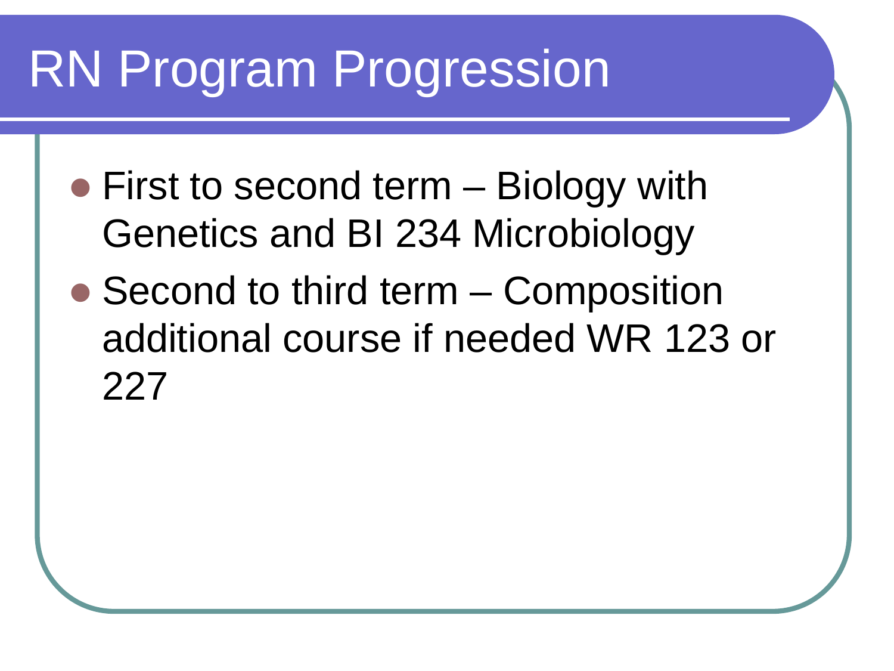# RN Program Progression

- First to second term – Biology with Genetics and BI 234 Microbiology
- Second to third term – Composition additional course if needed WR 123 or 227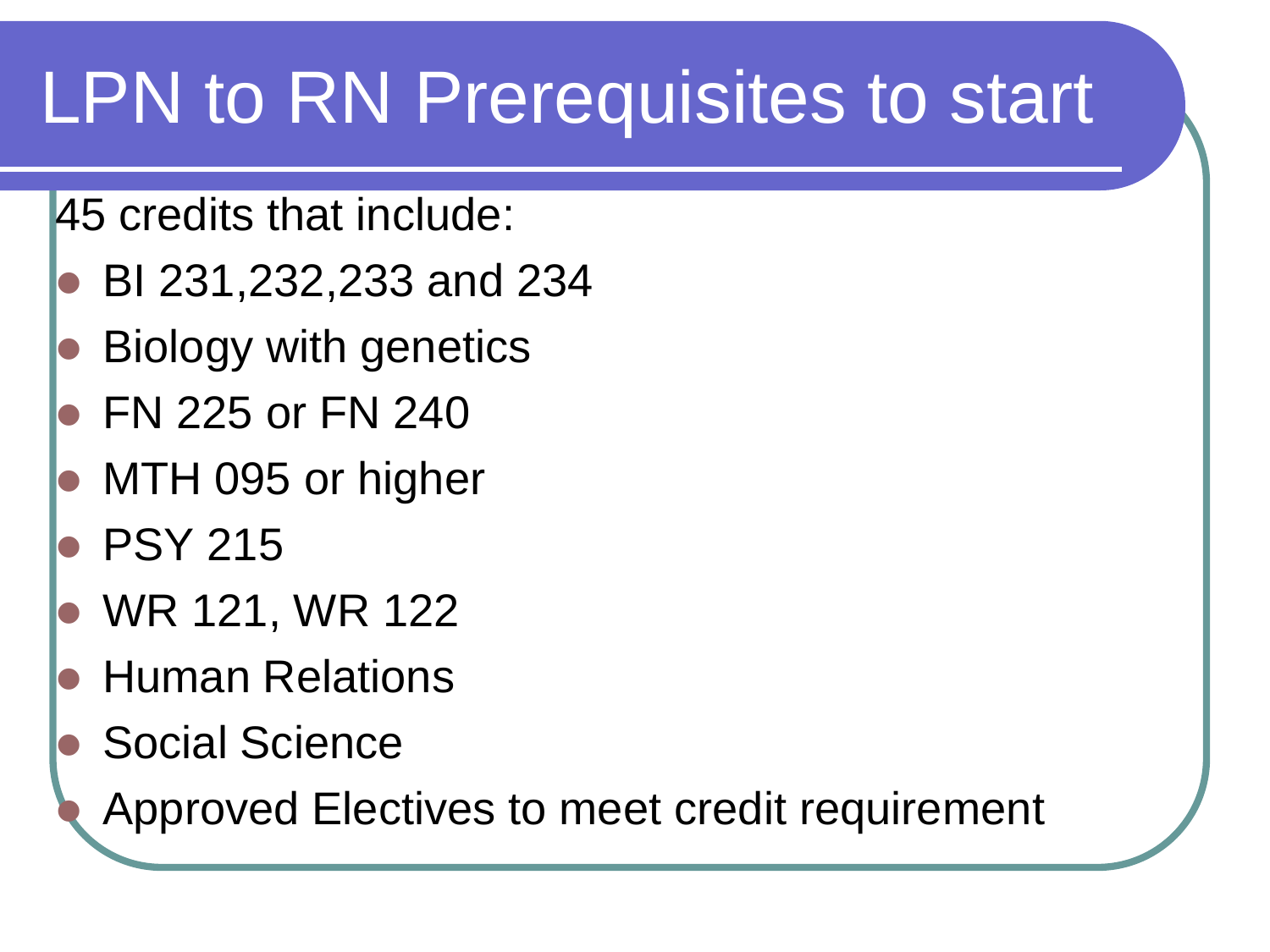# LPN to RN Prerequisites to start

45 credits that include:

- BI 231,232,233 and 234
- Biology with genetics
- FN 225 or FN 240
- MTH 095 or higher
- PSY 215
- WR 121, WR 122
- Human Relations
- Social Science
- Approved Electives to meet credit requirement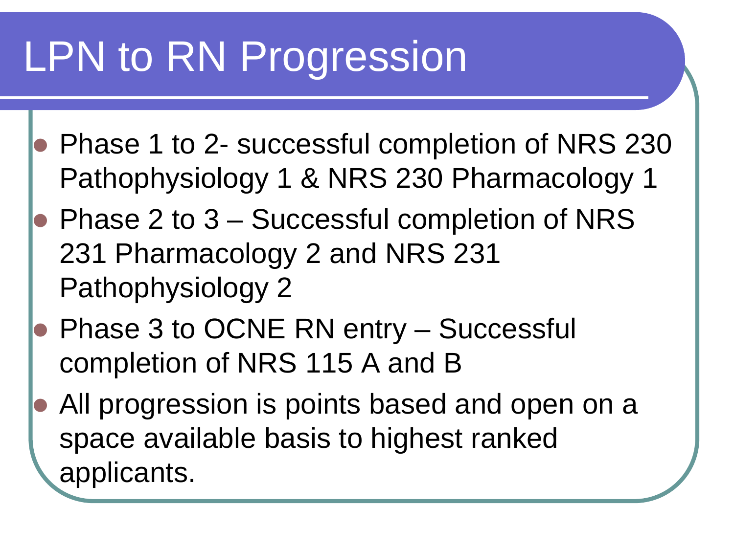# LPN to RN Progression

- Phase 1 to 2- successful completion of NRS 230 Pathophysiology 1 & NRS 230 Pharmacology 1
- Phase 2 to 3 – Successful completion of NRS 231 Pharmacology 2 and NRS 231 Pathophysiology 2
- Phase 3 to OCNE RN entry – Successful completion of NRS 115 A and B
- All progression is points based and open on a space available basis to highest ranked applicants.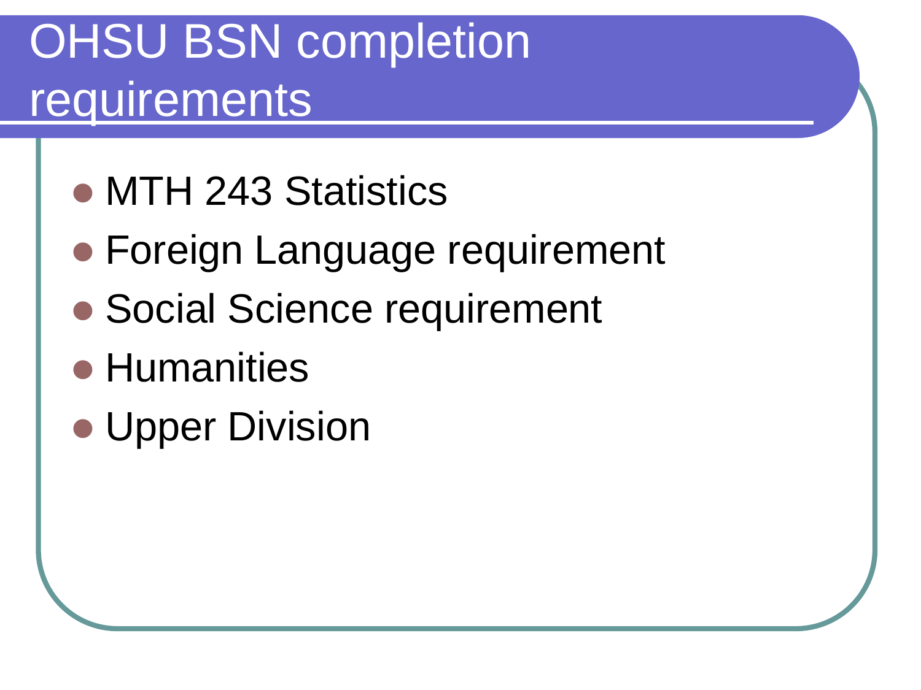# OHSU BSN completion requirements

- MTH 243 Statistics
- Foreign Language requirement
- Social Science requirement
- Humanities
- Upper Division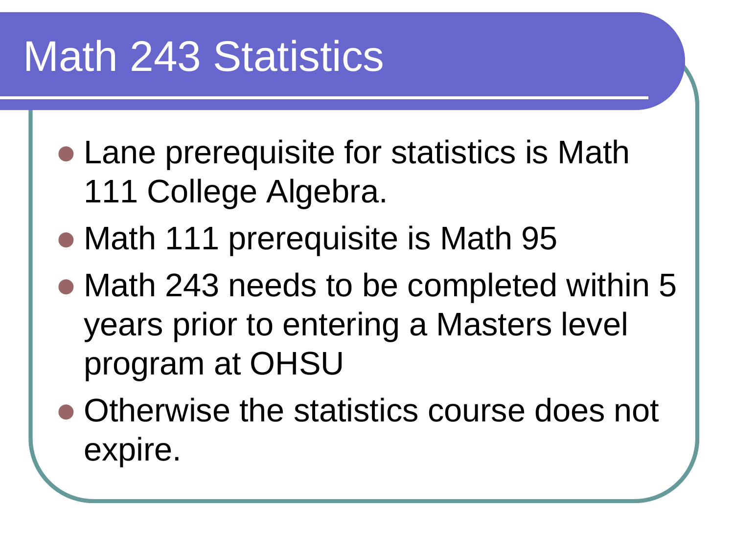# Math 243 Statistics

- Lane prerequisite for statistics is Math 111 College Algebra.
- Math 111 prerequisite is Math 95
- Math 243 needs to be completed within 5 years prior to entering a Masters level program at OHSU
- Otherwise the statistics course does not expire.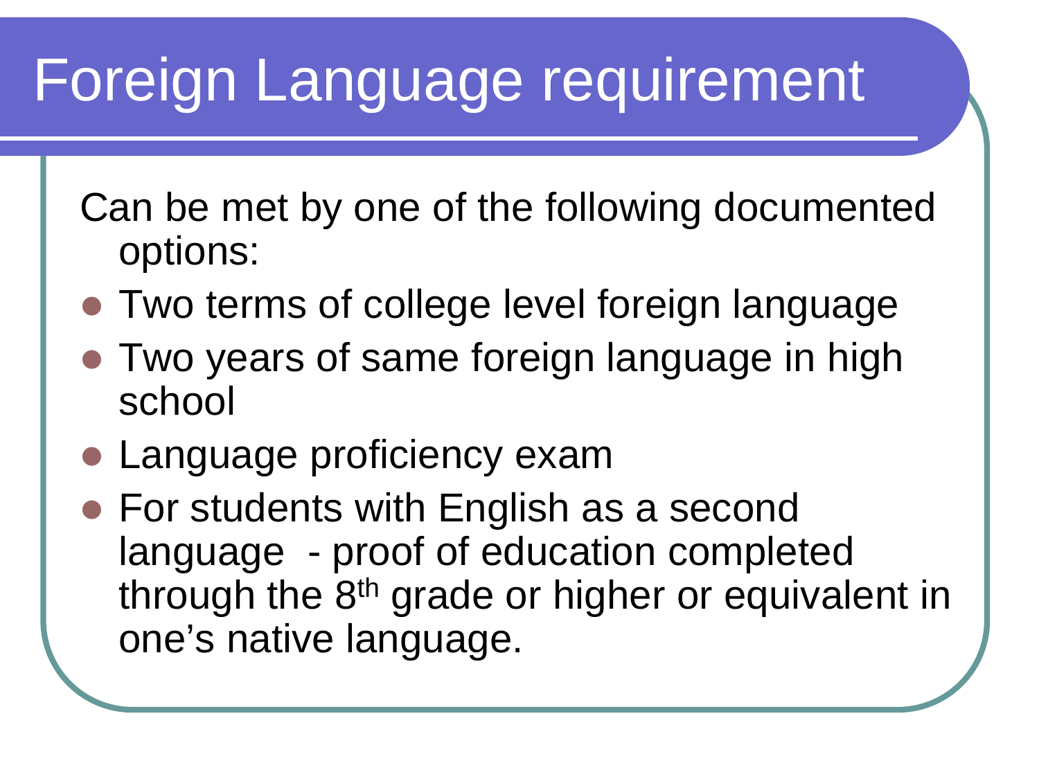# Foreign Language requirement

Can be met by one of the following documented options:

- Two terms of college level foreign language
- Two years of same foreign language in high school
- Language proficiency exam
- For students with English as a second language - proof of education completed through the 8th grade or higher or equivalent in one's native language.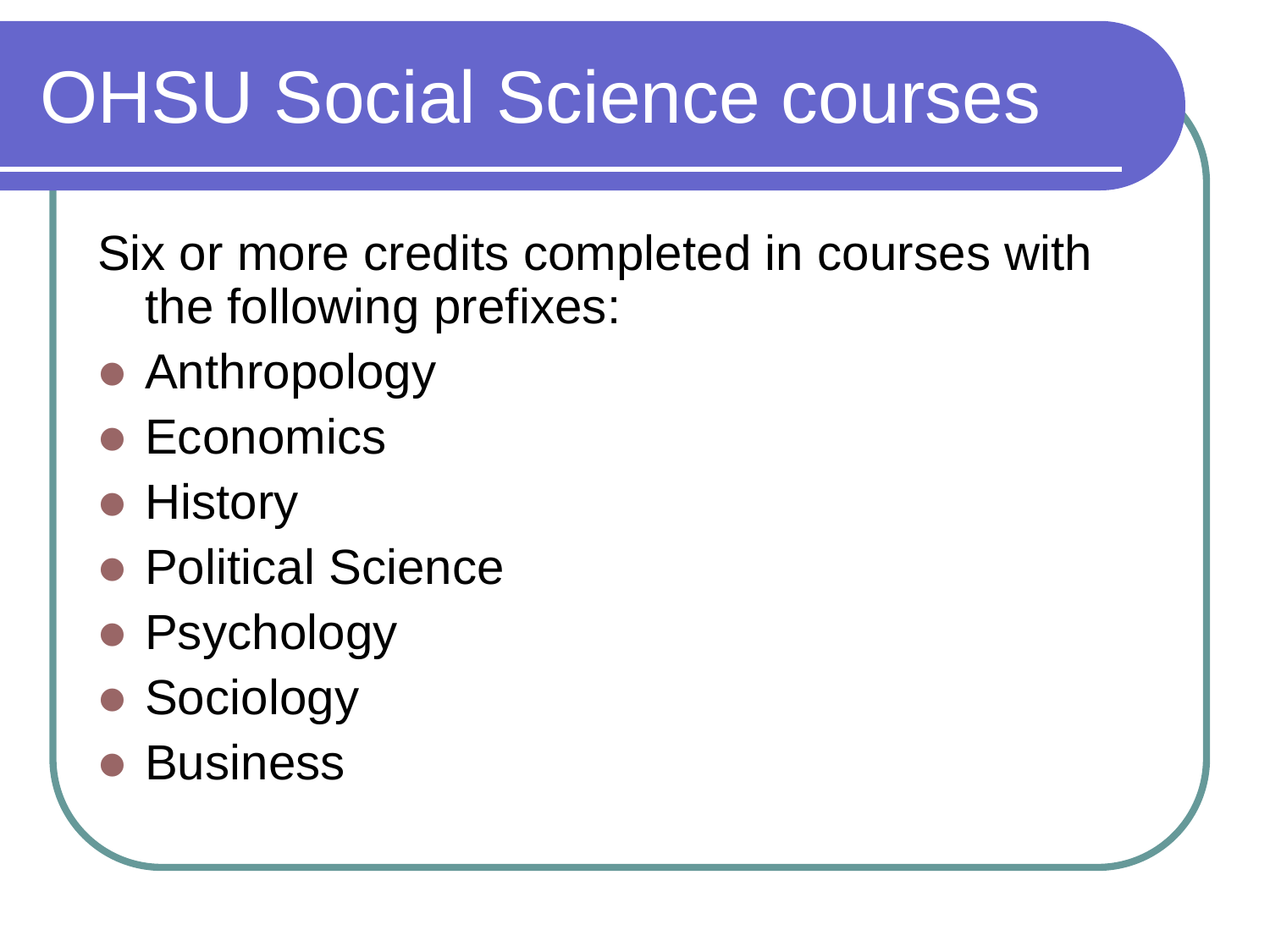# OHSU Social Science courses

Six or more credits completed in courses with the following prefixes:

- Anthropology
- Economics
- History
- Political Science
- Psychology
- Sociology
- Business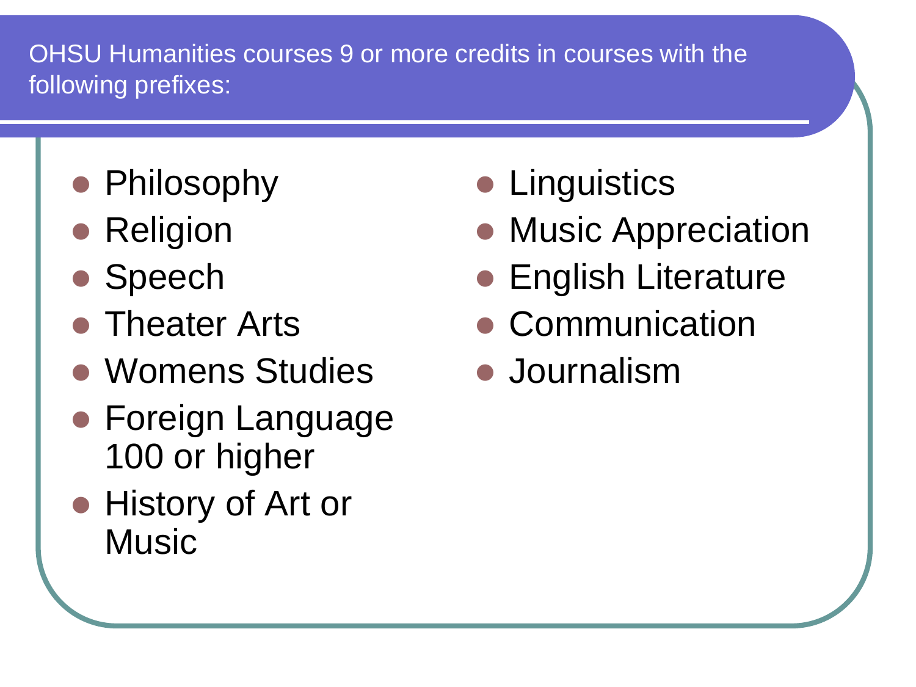## OHSU Humanities courses 9 or more credits in courses with the following prefixes:

- Philosophy
- Religion
- Speech
- Theater Arts
- Womens Studies
- Foreign Language 100 or higher
- History of Art or Music
- Linguistics
- Music Appreciation
- English Literature
- Communication
- Journalism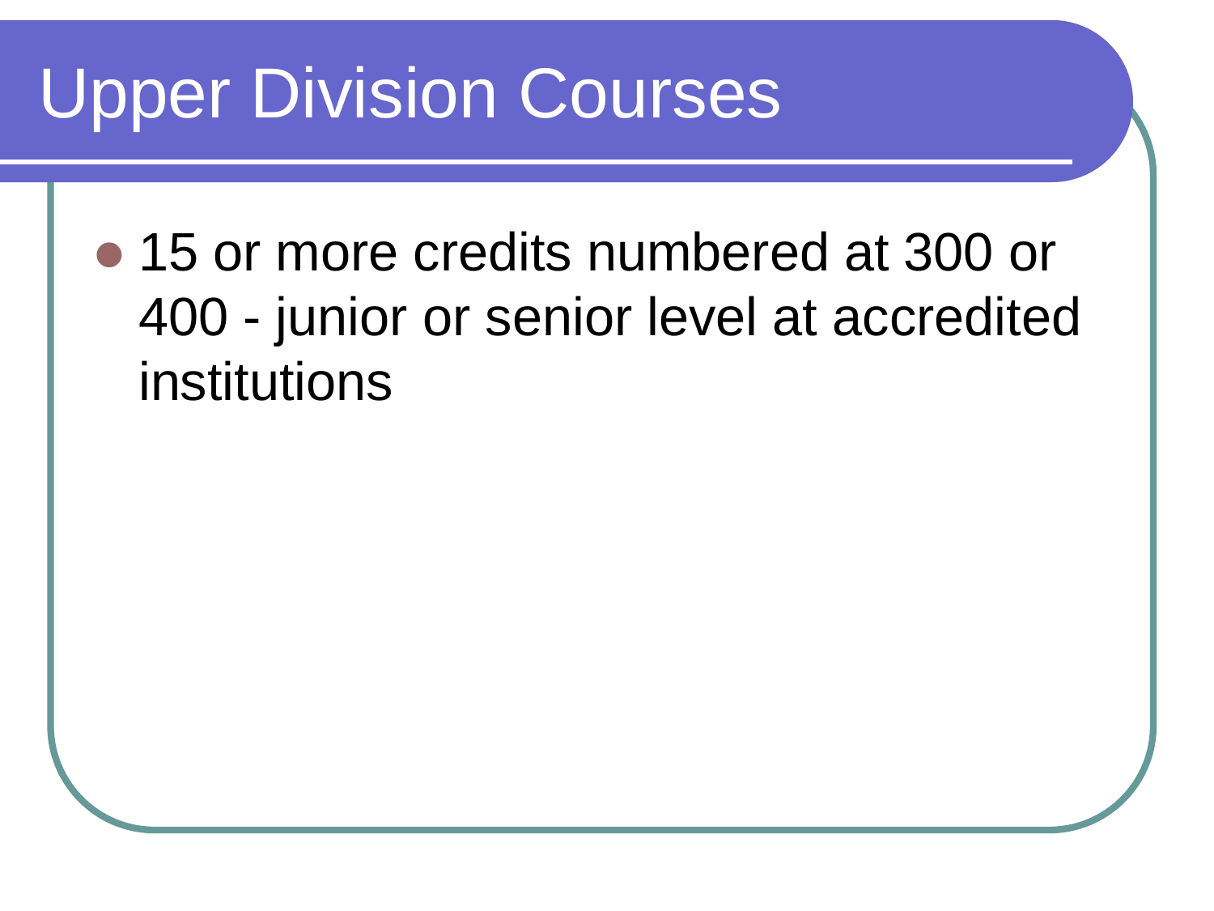# Upper Division Courses

- 15 or more credits numbered at 300 or 400 - junior or senior level at accredited institutions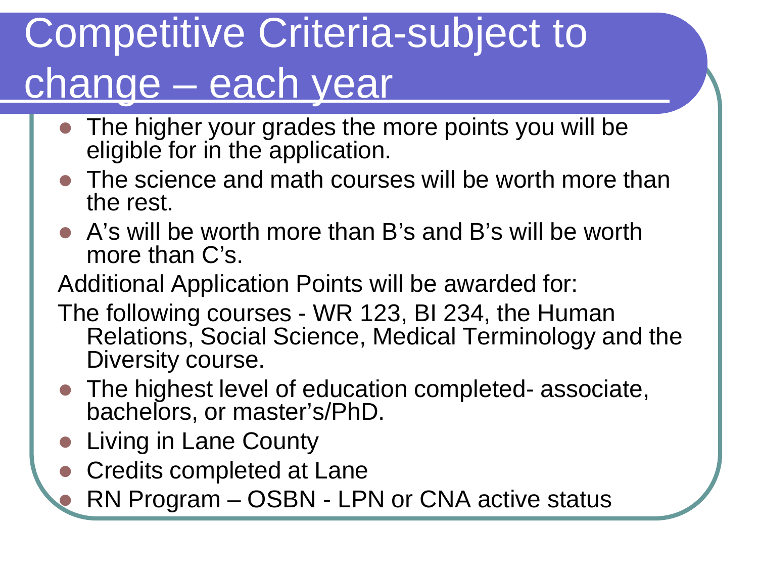# Competitive Criteria-subject to change – each year

- The higher your grades the more points you will be eligible for in the application.
- The science and math courses will be worth more than the rest.
- A's will be worth more than B's and B's will be worth more than C's.

Additional Application Points will be awarded for:

The following courses - WR 123, BI 234, the Human Relations, Social Science, Medical Terminology and the Diversity course.

- The highest level of education completed- associate, bachelors, or master's/PhD.
- Living in Lane County
- Credits completed at Lane
- RN Program – OSBN - LPN or CNA active status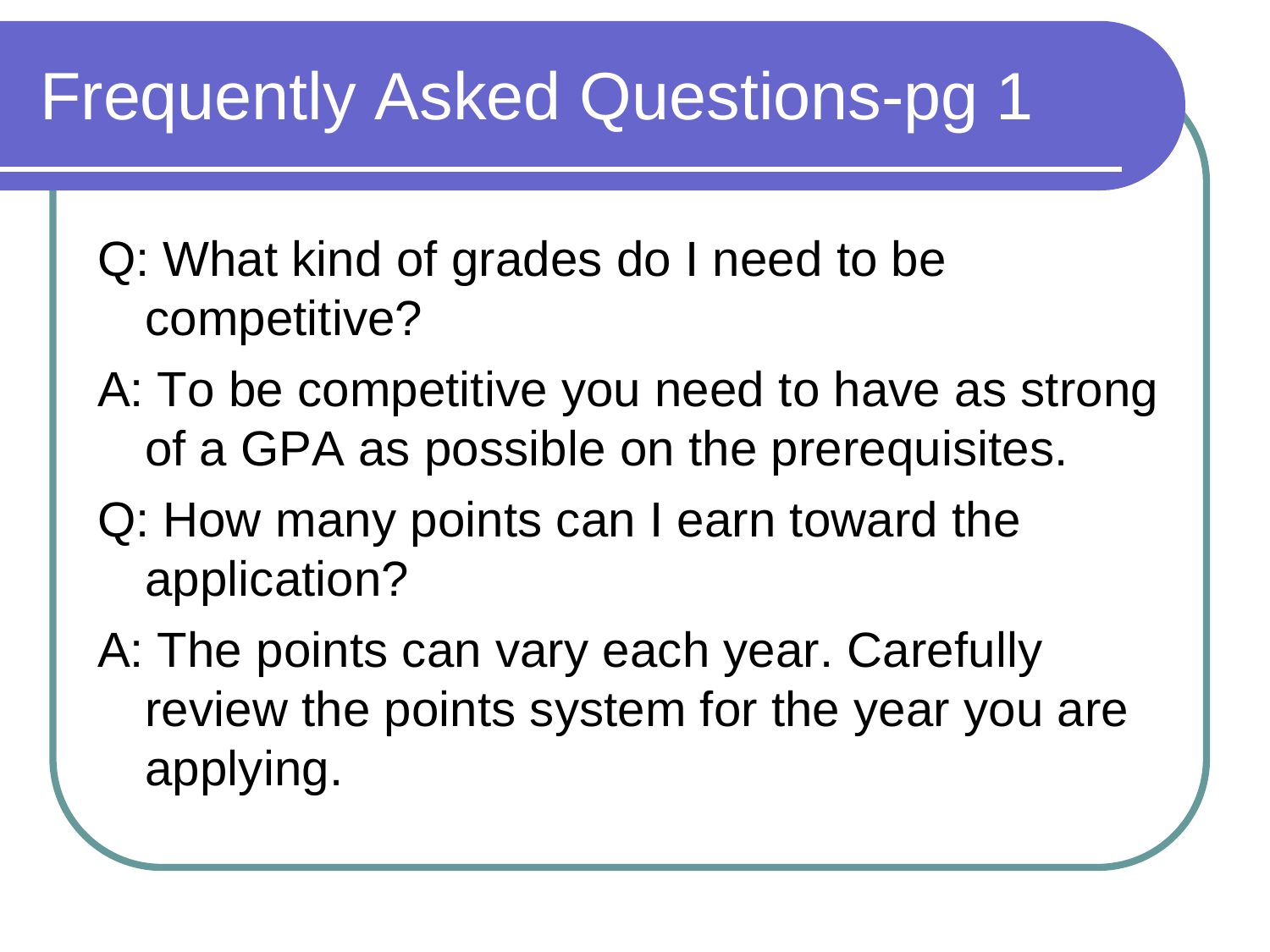# Frequently Asked Questions-pg 1

Q: What kind of grades do I need to be competitive?

A: To be competitive you need to have as strong of a GPA as possible on the prerequisites.

Q: How many points can I earn toward the application?

A: The points can vary each year. Carefully review the points system for the year you are applying.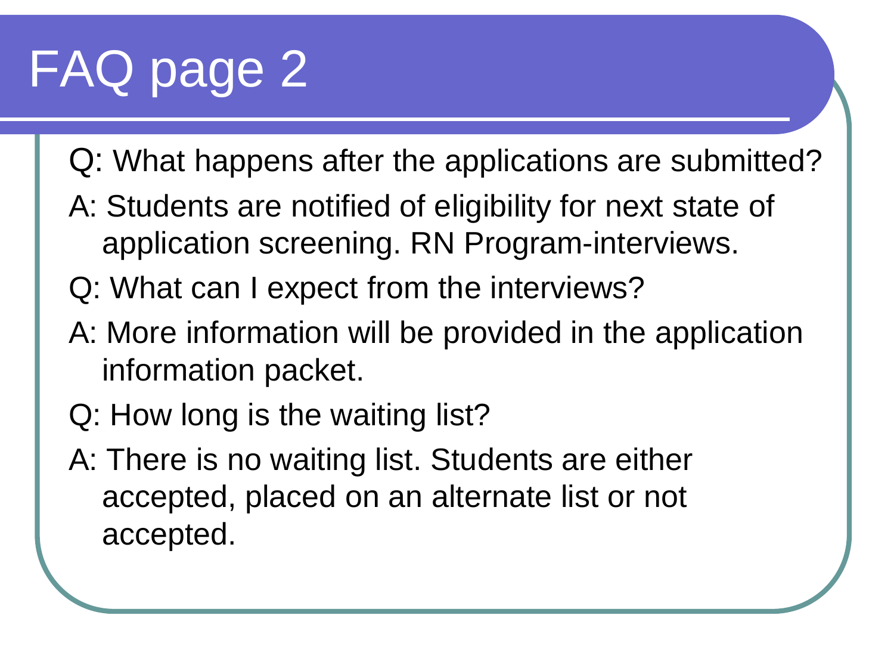# FAQ page 2

Q: What happens after the applications are submitted?

A: Students are notified of eligibility for next state of application screening. RN Program-interviews.

Q: What can I expect from the interviews?

A: More information will be provided in the application information packet.

Q: How long is the waiting list?

A: There is no waiting list. Students are either accepted, placed on an alternate list or not accepted.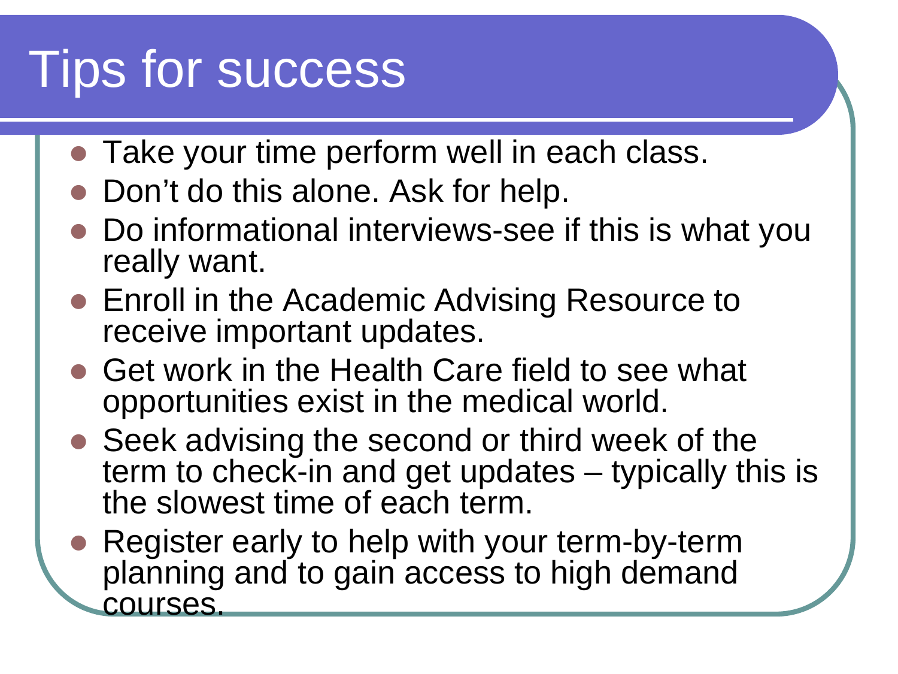# Tips for success

- Take your time perform well in each class.
- Don't do this alone. Ask for help.
- Do informational interviews-see if this is what you really want.
- Enroll in the Academic Advising Resource to receive important updates.
- Get work in the Health Care field to see what opportunities exist in the medical world.
- Seek advising the second or third week of the term to check-in and get updates – typically this is the slowest time of each term.
- Register early to help with your term-by-term planning and to gain access to high demand courses.